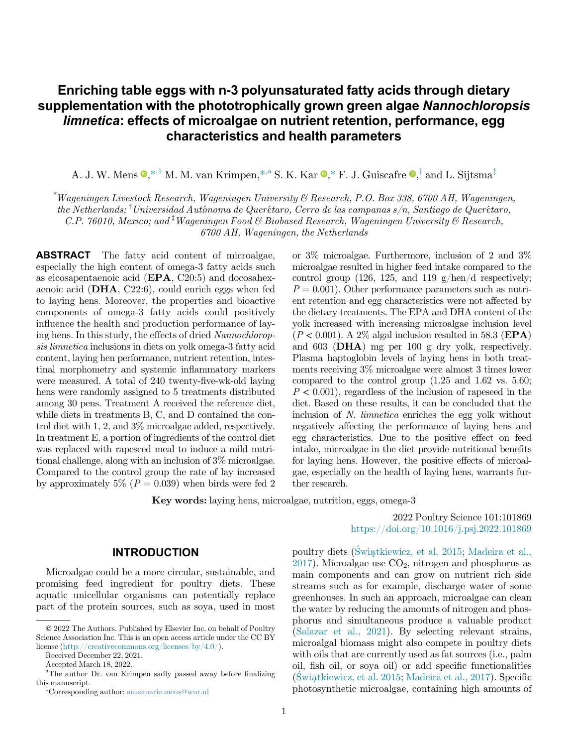# Enriching table eggs with n-3 polyunsaturated fatty acids through dietary supplementation with the phototrophically grown green algae *Nannochloropsis limnetica*: effects of microalgae on nutrient retention, performance, egg characteristics and health parameters

A. J. W. Mens,[*,1] M. M. van Krimpen,[*,a] S. K. Kar,[*] F. J. Guiscafre,[†] and L. Sijtsma[‡]

[*]*Wageningen Livestock Research, Wageningen University & Research, P.O. Box 338, 6700 AH, Wageningen, the Netherlands;* [†]*Universidad Autónoma de Querétaro, Cerro de las campanas s/n, Santiago de Querétaro, C.P. 76010, Mexico; and* [‡]*Wageningen Food & Biobased Research, Wageningen University & Research, 6700 AH, Wageningen, the Netherlands*

**ABSTRACT** The fatty acid content of microalgae, especially the high content of omega-3 fatty acids such as eicosapentaenoic acid (**EPA**, C20:5) and docosahexaenoic acid (**DHA**, C22:6), could enrich eggs when fed to laying hens. Moreover, the properties and bioactive components of omega-3 fatty acids could positively influence the health and production performance of laying hens. In this study, the effects of dried *Nannochloropsis limnetica* inclusions in diets on yolk omega-3 fatty acid content, laying hen performance, nutrient retention, intestinal morphometry and systemic inflammatory markers were measured. A total of 240 twenty-five-wk-old laying hens were randomly assigned to 5 treatments distributed among 30 pens. Treatment A received the reference diet, while diets in treatments B, C, and D contained the control diet with 1, 2, and 3% microalgae added, respectively. In treatment E, a portion of ingredients of the control diet was replaced with rapeseed meal to induce a mild nutritional challenge, along with an inclusion of 3% microalgae. Compared to the control group the rate of lay increased by approximately 5% ($P = 0.039$) when birds were fed 2 or 3% microalgae. Furthermore, inclusion of 2 and 3% microalgae resulted in higher feed intake compared to the control group (126, 125, and 119 g/hen/d respectively; $P = 0.001$). Other performance parameters such as nutrient retention and egg characteristics were not affected by the dietary treatments. The EPA and DHA content of the yolk increased with increasing microalgae inclusion level ($P < 0.001$). A 2% algal inclusion resulted in 58.3 (**EPA**) and 603 (**DHA**) mg per 100 g dry yolk, respectively. Plasma haptoglobin levels of laying hens in both treatments receiving 3% microalgae were almost 3 times lower compared to the control group (1.25 and 1.62 vs. 5.60; $P < 0.001$), regardless of the inclusion of rapeseed in the diet. Based on these results, it can be concluded that the inclusion of *N. limnetica* enriches the egg yolk without negatively affecting the performance of laying hens and egg characteristics. Due to the positive effect on feed intake, microalgae in the diet provide nutritional benefits for laying hens. However, the positive effects of microalgae, especially on the health of laying hens, warrants further research.

**Key words:** laying hens, microalgae, nutrition, eggs, omega-3

2022 Poultry Science 101:101869
https://doi.org/10.1016/j.psj.2022.101869

## INTRODUCTION

Microalgae could be a more circular, sustainable, and promising feed ingredient for poultry diets. These aquatic unicellular organisms can potentially replace part of the protein sources, such as soya, used in most poultry diets (Świątkiewicz, et al. 2015; Madeira et al., 2017). Microalgae use $CO_2$, nitrogen and phosphorus as main components and can grow on nutrient rich side streams such as for example, discharge water of some greenhouses. In such an approach, microalgae can clean the water by reducing the amounts of nitrogen and phosphorus and simultaneous produce a valuable product (Salazar et al., 2021). By selecting relevant strains, microalgal biomass might also compete in poultry diets with oils that are currently used as fat sources (i.e., palm oil, fish oil, or soya oil) or add specific functionalities (Świątkiewicz, et al. 2015; Madeira et al., 2017). Specific photosynthetic microalgae, containing high amounts of

© 2022 The Authors. Published by Elsevier Inc. on behalf of Poultry Science Association Inc. This is an open access article under the CC BY license (http://creativecommons.org/licenses/by/4.0/).

Received December 22, 2021.

Accepted March 18, 2022.

[a]The author Dr. van Krimpen sadly passed away before finalizing this manuscript.

[1]Corresponding author: annemarie.mens@wur.nl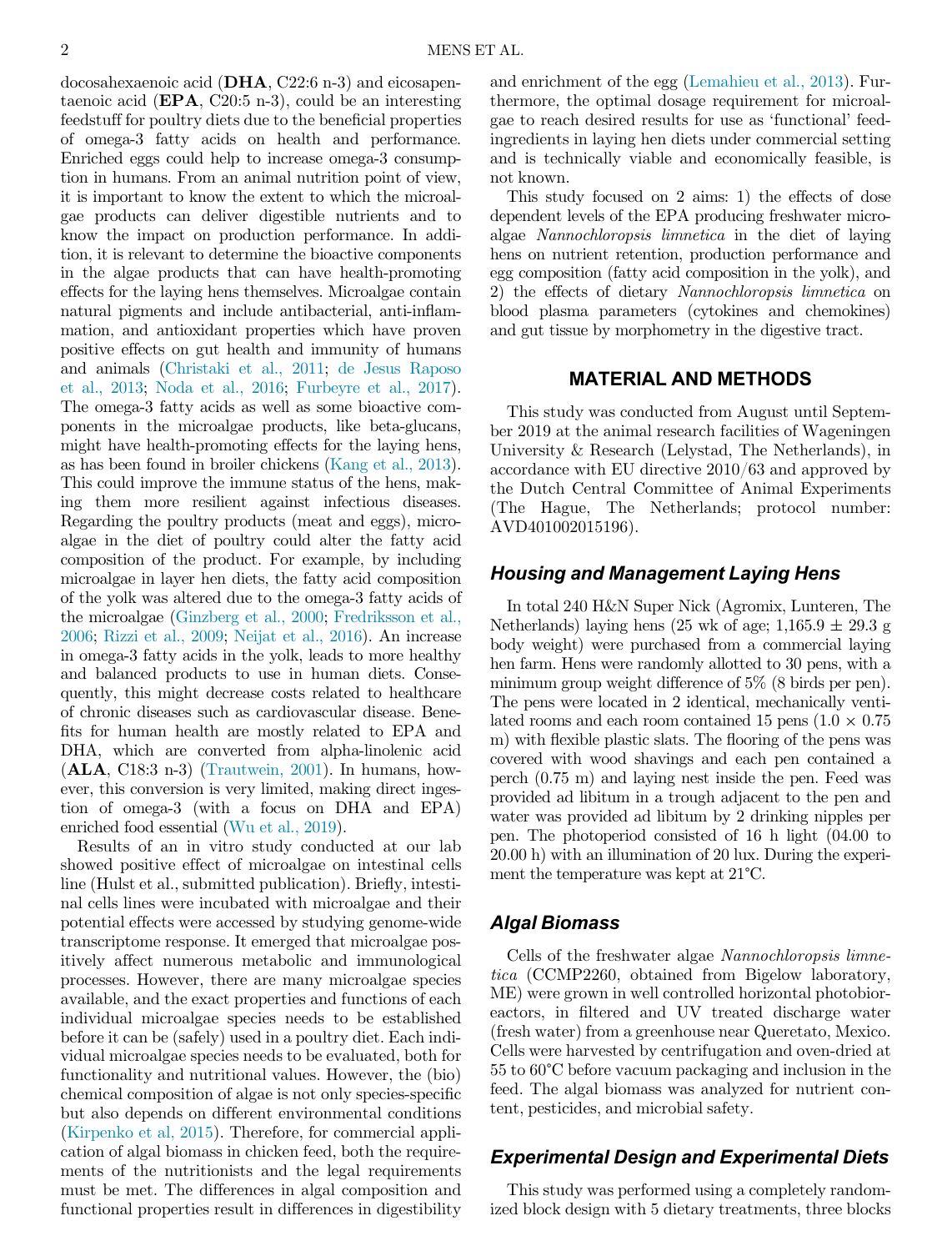docosahexaenoic acid (**DHA**, C22:6 n-3) and eicosapentaenoic acid (**EPA**, C20:5 n-3), could be an interesting feedstuff for poultry diets due to the beneficial properties of omega-3 fatty acids on health and performance. Enriched eggs could help to increase omega-3 consumption in humans. From an animal nutrition point of view, it is important to know the extent to which the microalgae products can deliver digestible nutrients and to know the impact on production performance. In addition, it is relevant to determine the bioactive components in the algae products that can have health-promoting effects for the laying hens themselves. Microalgae contain natural pigments and include antibacterial, anti-inflammation, and antioxidant properties which have proven positive effects on gut health and immunity of humans and animals (Christaki et al., 2011; de Jesus Raposo et al., 2013; Noda et al., 2016; Furbeyre et al., 2017). The omega-3 fatty acids as well as some bioactive components in the microalgae products, like beta-glucans, might have health-promoting effects for the laying hens, as has been found in broiler chickens (Kang et al., 2013). This could improve the immune status of the hens, making them more resilient against infectious diseases. Regarding the poultry products (meat and eggs), microalgae in the diet of poultry could alter the fatty acid composition of the product. For example, by including microalgae in layer hen diets, the fatty acid composition of the yolk was altered due to the omega-3 fatty acids of the microalgae (Ginzberg et al., 2000; Fredriksson et al., 2006; Rizzi et al., 2009; Neijat et al., 2016). An increase in omega-3 fatty acids in the yolk, leads to more healthy and balanced products to use in human diets. Consequently, this might decrease costs related to healthcare of chronic diseases such as cardiovascular disease. Benefits for human health are mostly related to EPA and DHA, which are converted from alpha-linolenic acid (**ALA**, C18:3 n-3) (Trautwein, 2001). In humans, however, this conversion is very limited, making direct ingestion of omega-3 (with a focus on DHA and EPA) enriched food essential (Wu et al., 2019).

Results of an in vitro study conducted at our lab showed positive effect of microalgae on intestinal cells line (Hulst et al., submitted publication). Briefly, intestinal cells lines were incubated with microalgae and their potential effects were accessed by studying genome-wide transcriptome response. It emerged that microalgae positively affect numerous metabolic and immunological processes. However, there are many microalgae species available, and the exact properties and functions of each individual microalgae species needs to be established before it can be (safely) used in a poultry diet. Each individual microalgae species needs to be evaluated, both for functionality and nutritional values. However, the (bio) chemical composition of algae is not only species-specific but also depends on different environmental conditions (Kirpenko et al, 2015). Therefore, for commercial application of algal biomass in chicken feed, both the requirements of the nutritionists and the legal requirements must be met. The differences in algal composition and functional properties result in differences in digestibility and enrichment of the egg (Lemahieu et al., 2013). Furthermore, the optimal dosage requirement for microalgae to reach desired results for use as 'functional' feed-ingredients in laying hen diets under commercial setting and is technically viable and economically feasible, is not known.

This study focused on 2 aims: 1) the effects of dose dependent levels of the EPA producing freshwater microalgae *Nannochloropsis limnetica* in the diet of laying hens on nutrient retention, production performance and egg composition (fatty acid composition in the yolk), and 2) the effects of dietary *Nannochloropsis limnetica* on blood plasma parameters (cytokines and chemokines) and gut tissue by morphometry in the digestive tract.

## MATERIAL AND METHODS

This study was conducted from August until September 2019 at the animal research facilities of Wageningen University & Research (Lelystad, The Netherlands), in accordance with EU directive 2010/63 and approved by the Dutch Central Committee of Animal Experiments (The Hague, The Netherlands; protocol number: AVD401002015196).

### Housing and Management Laying Hens

In total 240 H&N Super Nick (Agromix, Lunteren, The Netherlands) laying hens (25 wk of age; 1,165.9 ± 29.3 g body weight) were purchased from a commercial laying hen farm. Hens were randomly allotted to 30 pens, with a minimum group weight difference of 5% (8 birds per pen). The pens were located in 2 identical, mechanically ventilated rooms and each room contained 15 pens (1.0 × 0.75 m) with flexible plastic slats. The flooring of the pens was covered with wood shavings and each pen contained a perch (0.75 m) and laying nest inside the pen. Feed was provided ad libitum in a trough adjacent to the pen and water was provided ad libitum by 2 drinking nipples per pen. The photoperiod consisted of 16 h light (04.00 to 20.00 h) with an illumination of 20 lux. During the experiment the temperature was kept at 21°C.

### Algal Biomass

Cells of the freshwater algae *Nannochloropsis limnetica* (CCMP2260, obtained from Bigelow laboratory, ME) were grown in well controlled horizontal photobioreactors, in filtered and UV treated discharge water (fresh water) from a greenhouse near Queretato, Mexico. Cells were harvested by centrifugation and oven-dried at 55 to 60°C before vacuum packaging and inclusion in the feed. The algal biomass was analyzed for nutrient content, pesticides, and microbial safety.

### Experimental Design and Experimental Diets

This study was performed using a completely randomized block design with 5 dietary treatments, three blocks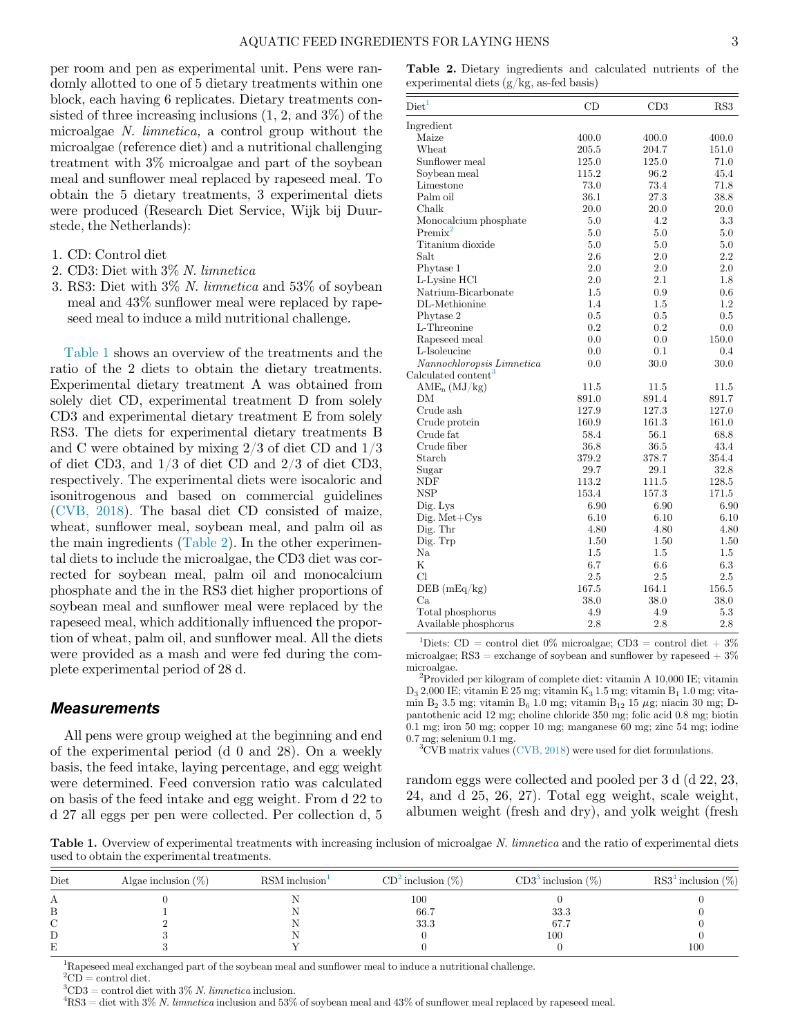per room and pen as experimental unit. Pens were randomly allotted to one of 5 dietary treatments within one block, each having 6 replicates. Dietary treatments consisted of three increasing inclusions (1, 2, and 3%) of the microalgae *N. limnetica,* a control group without the microalgae (reference diet) and a nutritional challenging treatment with 3% microalgae and part of the soybean meal and sunflower meal replaced by rapeseed meal. To obtain the 5 dietary treatments, 3 experimental diets were produced (Research Diet Service, Wijk bij Duurstede, the Netherlands):

1. CD: Control diet
2. CD3: Diet with 3% *N. limnetica*
3. RS3: Diet with 3% *N. limnetica* and 53% of soybean meal and 43% sunflower meal were replaced by rapeseed meal to induce a mild nutritional challenge.

Table 1 shows an overview of the treatments and the ratio of the 2 diets to obtain the dietary treatments. Experimental dietary treatment A was obtained from solely diet CD, experimental treatment D from solely CD3 and experimental dietary treatment E from solely RS3. The diets for experimental dietary treatments B and C were obtained by mixing 2/3 of diet CD and 1/3 of diet CD3, and 1/3 of diet CD and 2/3 of diet CD3, respectively. The experimental diets were isocaloric and isonitrogenous and based on commercial guidelines (CVB, 2018). The basal diet CD consisted of maize, wheat, sunflower meal, soybean meal, and palm oil as the main ingredients (Table 2). In the other experimental diets to include the microalgae, the CD3 diet was corrected for soybean meal, palm oil and monocalcium phosphate and the in the RS3 diet higher proportions of soybean meal and sunflower meal were replaced by the rapeseed meal, which additionally influenced the proportion of wheat, palm oil, and sunflower meal. All the diets were provided as a mash and were fed during the complete experimental period of 28 d.

**Table 2.** Dietary ingredients and calculated nutrients of the experimental diets (g/kg, as-fed basis)

| Diet[1] | CD | CD3 | RS3 |
|---|---|---|---|
| Ingredient | | | |
| Maize | 400.0 | 400.0 | 400.0 |
| Wheat | 205.5 | 204.7 | 151.0 |
| Sunflower meal | 125.0 | 125.0 | 71.0 |
| Soybean meal | 115.2 | 96.2 | 45.4 |
| Limestone | 73.0 | 73.4 | 71.8 |
| Palm oil | 36.1 | 27.3 | 38.8 |
| Chalk | 20.0 | 20.0 | 20.0 |
| Monocalcium phosphate | 5.0 | 4.2 | 3.3 |
| Premix[2] | 5.0 | 5.0 | 5.0 |
| Titanium dioxide | 5.0 | 5.0 | 5.0 |
| Salt | 2.6 | 2.0 | 2.2 |
| Phytase 1 | 2.0 | 2.0 | 2.0 |
| L-Lysine HCl | 2.0 | 2.1 | 1.8 |
| Natrium-Bicarbonate | 1.5 | 0.9 | 0.6 |
| DL-Methionine | 1.4 | 1.5 | 1.2 |
| Phytase 2 | 0.5 | 0.5 | 0.5 |
| L-Threonine | 0.2 | 0.2 | 0.0 |
| Rapeseed meal | 0.0 | 0.0 | 150.0 |
| L-Isoleucine | 0.0 | 0.1 | 0.4 |
| *Nannochloropsis Limnetica* | 0.0 | 30.0 | 30.0 |
| Calculated content[3] | | | |
| $AME_n$ (MJ/kg) | 11.5 | 11.5 | 11.5 |
| DM | 891.0 | 891.4 | 891.7 |
| Crude ash | 127.9 | 127.3 | 127.0 |
| Crude protein | 160.9 | 161.3 | 161.0 |
| Crude fat | 58.4 | 56.1 | 68.8 |
| Crude fiber | 36.8 | 36.5 | 43.4 |
| Starch | 379.2 | 378.7 | 354.4 |
| Sugar | 29.7 | 29.1 | 32.8 |
| NDF | 113.2 | 111.5 | 128.5 |
| NSP | 153.4 | 157.3 | 171.5 |
| Dig. Lys | 6.90 | 6.90 | 6.90 |
| Dig. Met+Cys | 6.10 | 6.10 | 6.10 |
| Dig. Thr | 4.80 | 4.80 | 4.80 |
| Dig. Trp | 1.50 | 1.50 | 1.50 |
| Na | 1.5 | 1.5 | 1.5 |
| K | 6.7 | 6.6 | 6.3 |
| Cl | 2.5 | 2.5 | 2.5 |
| DEB (mEq/kg) | 167.5 | 164.1 | 156.5 |
| Ca | 38.0 | 38.0 | 38.0 |
| Total phosphorus | 4.9 | 4.9 | 5.3 |
| Available phosphorus | 2.8 | 2.8 | 2.8 |

[1]Diets: CD = control diet 0% microalgae; CD3 = control diet + 3% microalgae; RS3 = exchange of soybean and sunflower by rapeseed + 3% microalgae.

[2]Provided per kilogram of complete diet: vitamin A 10,000 IE; vitamin $D_3$ 2,000 IE; vitamin E 25 mg; vitamin $K_3$ 1.5 mg; vitamin $B_1$ 1.0 mg; vitamin $B_2$ 3.5 mg; vitamin $B_6$ 1.0 mg; vitamin $B_{12}$ 15 $\mu$g; niacin 30 mg; D-pantothenic acid 12 mg; choline chloride 350 mg; folic acid 0.8 mg; biotin 0.1 mg; iron 50 mg; copper 10 mg; manganese 60 mg; zinc 54 mg; iodine 0.7 mg; selenium 0.1 mg.

[3]CVB matrix values (CVB, 2018) were used for diet formulations.

### Measurements

All pens were group weighed at the beginning and end of the experimental period (d 0 and 28). On a weekly basis, the feed intake, laying percentage, and egg weight were determined. Feed conversion ratio was calculated on basis of the feed intake and egg weight. From d 22 to d 27 all eggs per pen were collected. Per collection d, 5 random eggs were collected and pooled per 3 d (d 22, 23, 24, and d 25, 26, 27). Total egg weight, scale weight, albumen weight (fresh and dry), and yolk weight (fresh

**Table 1.** Overview of experimental treatments with increasing inclusion of microalgae *N. limnetica* and the ratio of experimental diets used to obtain the experimental treatments.

| Diet | Algae inclusion (%) | RSM inclusion[1] | CD[2] inclusion (%) | CD3[3] inclusion (%) | RS3[4] inclusion (%) |
|---|---|---|---|---|---|
| A | 0 | N | 100 | 0 | 0 |
| B | 1 | N | 66.7 | 33.3 | 0 |
| C | 2 | N | 33.3 | 67.7 | 0 |
| D | 3 | N | 0 | 100 | 0 |
| E | 3 | Y | 0 | 0 | 100 |

[1]Rapeseed meal exchanged part of the soybean meal and sunflower meal to induce a nutritional challenge.

[2]CD = control diet.

[3]CD3 = control diet with 3% *N. limnetica* inclusion.

[4]RS3 = diet with 3% *N. limnetica* inclusion and 53% of soybean meal and 43% of sunflower meal replaced by rapeseed meal.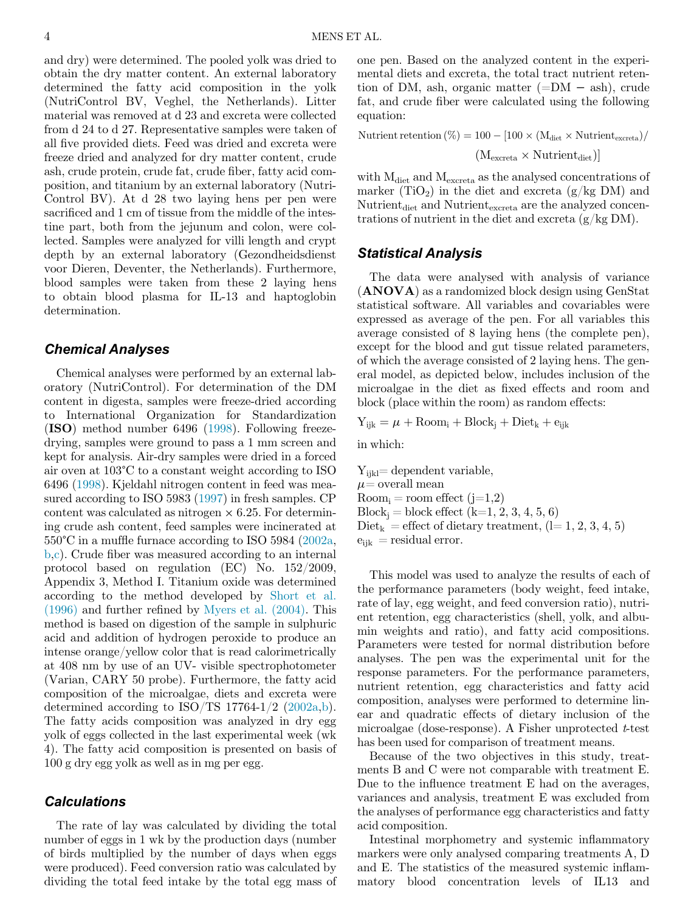and dry) were determined. The pooled yolk was dried to obtain the dry matter content. An external laboratory determined the fatty acid composition in the yolk (NutriControl BV, Veghel, the Netherlands). Litter material was removed at d 23 and excreta were collected from d 24 to d 27. Representative samples were taken of all five provided diets. Feed was dried and excreta were freeze dried and analyzed for dry matter content, crude ash, crude protein, crude fat, crude fiber, fatty acid composition, and titanium by an external laboratory (NutriControl BV). At d 28 two laying hens per pen were sacrificed and 1 cm of tissue from the middle of the intestine part, both from the jejunum and colon, were collected. Samples were analyzed for villi length and crypt depth by an external laboratory (Gezondheidsdienst voor Dieren, Deventer, the Netherlands). Furthermore, blood samples were taken from these 2 laying hens to obtain blood plasma for IL-13 and haptoglobin determination.

## Chemical Analyses

Chemical analyses were performed by an external laboratory (NutriControl). For determination of the DM content in digesta, samples were freeze-dried according to International Organization for Standardization (**ISO**) method number 6496 (1998). Following freeze-drying, samples were ground to pass a 1 mm screen and kept for analysis. Air-dry samples were dried in a forced air oven at 103°C to a constant weight according to ISO 6496 (1998). Kjeldahl nitrogen content in feed was measured according to ISO 5983 (1997) in fresh samples. CP content was calculated as nitrogen × 6.25. For determining crude ash content, feed samples were incinerated at 550°C in a muffle furnace according to ISO 5984 (2002a, b,c). Crude fiber was measured according to an internal protocol based on regulation (EC) No. 152/2009, Appendix 3, Method I. Titanium oxide was determined according to the method developed by Short et al. (1996) and further refined by Myers et al. (2004). This method is based on digestion of the sample in sulphuric acid and addition of hydrogen peroxide to produce an intense orange/yellow color that is read calorimetrically at 408 nm by use of an UV- visible spectrophotometer (Varian, CARY 50 probe). Furthermore, the fatty acid composition of the microalgae, diets and excreta were determined according to ISO/TS 17764-1/2 (2002a,b). The fatty acids composition was analyzed in dry egg yolk of eggs collected in the last experimental week (wk 4). The fatty acid composition is presented on basis of 100 g dry egg yolk as well as in mg per egg.

## Calculations

The rate of lay was calculated by dividing the total number of eggs in 1 wk by the production days (number of birds multiplied by the number of days when eggs were produced). Feed conversion ratio was calculated by dividing the total feed intake by the total egg mass of one pen. Based on the analyzed content in the experimental diets and excreta, the total tract nutrient retention of DM, ash, organic matter (=DM − ash), crude fat, and crude fiber were calculated using the following equation:

$$\text{Nutrient retention}\ (\%) = 100 - [100 \times (M_{diet} \times \text{Nutrient}_{excreta}) / (M_{excreta} \times \text{Nutrient}_{diet})]$$

with $M_{diet}$ and $M_{excreta}$ as the analysed concentrations of marker ($TiO_2$) in the diet and excreta (g/kg DM) and $\text{Nutrient}_{diet}$ and $\text{Nutrient}_{excreta}$ are the analyzed concentrations of nutrient in the diet and excreta (g/kg DM).

## Statistical Analysis

The data were analysed with analysis of variance (**ANOVA**) as a randomized block design using GenStat statistical software. All variables and covariables were expressed as average of the pen. For all variables this average consisted of 8 laying hens (the complete pen), except for the blood and gut tissue related parameters, of which the average consisted of 2 laying hens. The general model, as depicted below, includes inclusion of the microalgae in the diet as fixed effects and room and block (place within the room) as random effects:

$$Y_{ijk} = \mu + \text{Room}_i + \text{Block}_j + \text{Diet}_k + e_{ijk}$$

in which:

$Y_{ijkl}$= dependent variable,  
$\mu$= overall mean  
$\text{Room}_i$ = room effect (j=1,2)  
$\text{Block}_j$ = block effect (k=1, 2, 3, 4, 5, 6)  
$\text{Diet}_k$ = effect of dietary treatment, (l= 1, 2, 3, 4, 5)  
$e_{ijk}$ = residual error.

This model was used to analyze the results of each of the performance parameters (body weight, feed intake, rate of lay, egg weight, and feed conversion ratio), nutrient retention, egg characteristics (shell, yolk, and albumin weights and ratio), and fatty acid compositions. Parameters were tested for normal distribution before analyses. The pen was the experimental unit for the response parameters. For the performance parameters, nutrient retention, egg characteristics and fatty acid composition, analyses were performed to determine linear and quadratic effects of dietary inclusion of the microalgae (dose-response). A Fisher unprotected *t*-test has been used for comparison of treatment means.

Because of the two objectives in this study, treatments B and C were not comparable with treatment E. Due to the influence treatment E had on the averages, variances and analysis, treatment E was excluded from the analyses of performance egg characteristics and fatty acid composition.

Intestinal morphometry and systemic inflammatory markers were only analysed comparing treatments A, D and E. The statistics of the measured systemic inflammatory blood concentration levels of IL13 and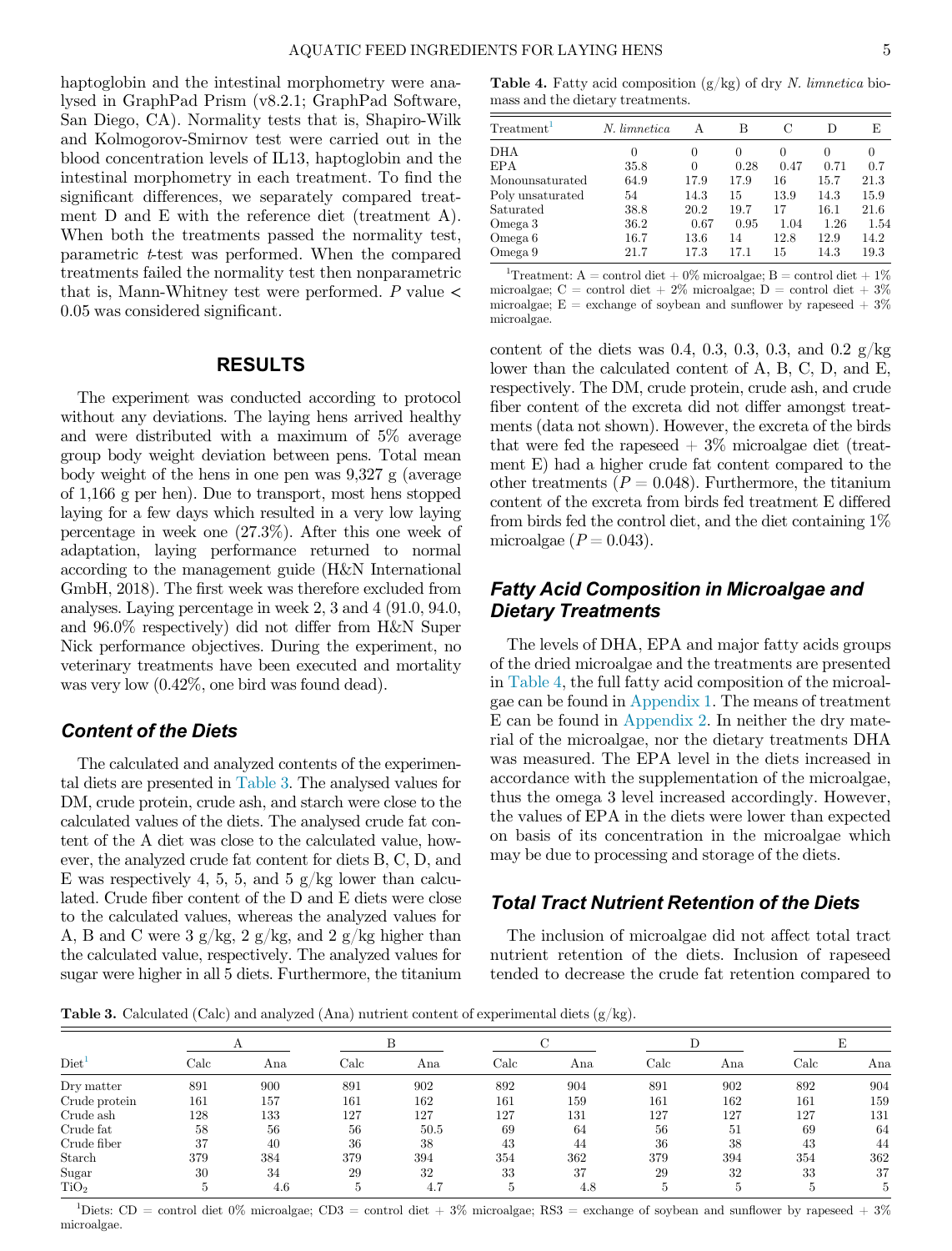haptoglobin and the intestinal morphometry were analysed in GraphPad Prism (v8.2.1; GraphPad Software, San Diego, CA). Normality tests that is, Shapiro-Wilk and Kolmogorov-Smirnov test were carried out in the blood concentration levels of IL13, haptoglobin and the intestinal morphometry in each treatment. To find the significant differences, we separately compared treatment D and E with the reference diet (treatment A). When both the treatments passed the normality test, parametric *t*-test was performed. When the compared treatments failed the normality test then nonparametric that is, Mann-Whitney test were performed. *P* value < 0.05 was considered significant.

## RESULTS

The experiment was conducted according to protocol without any deviations. The laying hens arrived healthy and were distributed with a maximum of 5% average group body weight deviation between pens. Total mean body weight of the hens in one pen was 9,327 g (average of 1,166 g per hen). Due to transport, most hens stopped laying for a few days which resulted in a very low laying percentage in week one (27.3%). After this one week of adaptation, laying performance returned to normal according to the management guide (H&N International GmbH, 2018). The first week was therefore excluded from analyses. Laying percentage in week 2, 3 and 4 (91.0, 94.0, and 96.0% respectively) did not differ from H&N Super Nick performance objectives. During the experiment, no veterinary treatments have been executed and mortality was very low (0.42%, one bird was found dead).

### Content of the Diets

The calculated and analyzed contents of the experimental diets are presented in Table 3. The analysed values for DM, crude protein, crude ash, and starch were close to the calculated values of the diets. The analysed crude fat content of the A diet was close to the calculated value, however, the analyzed crude fat content for diets B, C, D, and E was respectively 4, 5, 5, and 5 g/kg lower than calculated. Crude fiber content of the D and E diets were close to the calculated values, whereas the analyzed values for A, B and C were 3 g/kg, 2 g/kg, and 2 g/kg higher than the calculated value, respectively. The analyzed values for sugar were higher in all 5 diets. Furthermore, the titanium content of the diets was 0.4, 0.3, 0.3, 0.3, and 0.2 g/kg lower than the calculated content of A, B, C, D, and E, respectively. The DM, crude protein, crude ash, and crude fiber content of the excreta did not differ amongst treatments (data not shown). However, the excreta of the birds that were fed the rapeseed + 3% microalgae diet (treatment E) had a higher crude fat content compared to the other treatments ($P = 0.048$). Furthermore, the titanium content of the excreta from birds fed treatment E differed from birds fed the control diet, and the diet containing 1% microalgae ($P = 0.043$).

**Table 4.** Fatty acid composition (g/kg) of dry *N. limnetica* biomass and the dietary treatments.

| Treatment[1] | *N. limnetica* | A | B | C | D | E |
|---|---|---|---|---|---|---|
| DHA | 0 | 0 | 0 | 0 | 0 | 0 |
| EPA | 35.8 | 0 | 0.28 | 0.47 | 0.71 | 0.7 |
| Monounsaturated | 64.9 | 17.9 | 17.9 | 16 | 15.7 | 21.3 |
| Poly unsaturated | 54 | 14.3 | 15 | 13.9 | 14.3 | 15.9 |
| Saturated | 38.8 | 20.2 | 19.7 | 17 | 16.1 | 21.6 |
| Omega 3 | 36.2 | 0.67 | 0.95 | 1.04 | 1.26 | 1.54 |
| Omega 6 | 16.7 | 13.6 | 14 | 12.8 | 12.9 | 14.2 |
| Omega 9 | 21.7 | 17.3 | 17.1 | 15 | 14.3 | 19.3 |

[1]Treatment: A = control diet + 0% microalgae; B = control diet + 1% microalgae; C = control diet + 2% microalgae; D = control diet + 3% microalgae; E = exchange of soybean and sunflower by rapeseed + 3% microalgae.

### Fatty Acid Composition in Microalgae and Dietary Treatments

The levels of DHA, EPA and major fatty acids groups of the dried microalgae and the treatments are presented in Table 4, the full fatty acid composition of the microalgae can be found in Appendix 1. The means of treatment E can be found in Appendix 2. In neither the dry material of the microalgae, nor the dietary treatments DHA was measured. The EPA level in the diets increased in accordance with the supplementation of the microalgae, thus the omega 3 level increased accordingly. However, the values of EPA in the diets were lower than expected on basis of its concentration in the microalgae which may be due to processing and storage of the diets.

### Total Tract Nutrient Retention of the Diets

The inclusion of microalgae did not affect total tract nutrient retention of the diets. Inclusion of rapeseed tended to decrease the crude fat retention compared to

**Table 3.** Calculated (Calc) and analyzed (Ana) nutrient content of experimental diets (g/kg).

| Diet[1] | A | | B | | C | | D | | E | |
|---|---|---|---|---|---|---|---|---|---|---|
| | Calc | Ana | Calc | Ana | Calc | Ana | Calc | Ana | Calc | Ana |
| Dry matter | 891 | 900 | 891 | 902 | 892 | 904 | 891 | 902 | 892 | 904 |
| Crude protein | 161 | 157 | 161 | 162 | 161 | 159 | 161 | 162 | 161 | 159 |
| Crude ash | 128 | 133 | 127 | 127 | 127 | 131 | 127 | 127 | 127 | 131 |
| Crude fat | 58 | 56 | 56 | 50.5 | 69 | 64 | 56 | 51 | 69 | 64 |
| Crude fiber | 37 | 40 | 36 | 38 | 43 | 44 | 36 | 38 | 43 | 44 |
| Starch | 379 | 384 | 379 | 394 | 354 | 362 | 379 | 394 | 354 | 362 |
| Sugar | 30 | 34 | 29 | 32 | 33 | 37 | 29 | 32 | 33 | 37 |
| $TiO_2$ | 5 | 4.6 | 5 | 4.7 | 5 | 4.8 | 5 | 5 | 5 | 5 |

[1]Diets: CD = control diet 0% microalgae; CD3 = control diet + 3% microalgae; RS3 = exchange of soybean and sunflower by rapeseed + 3% microalgae.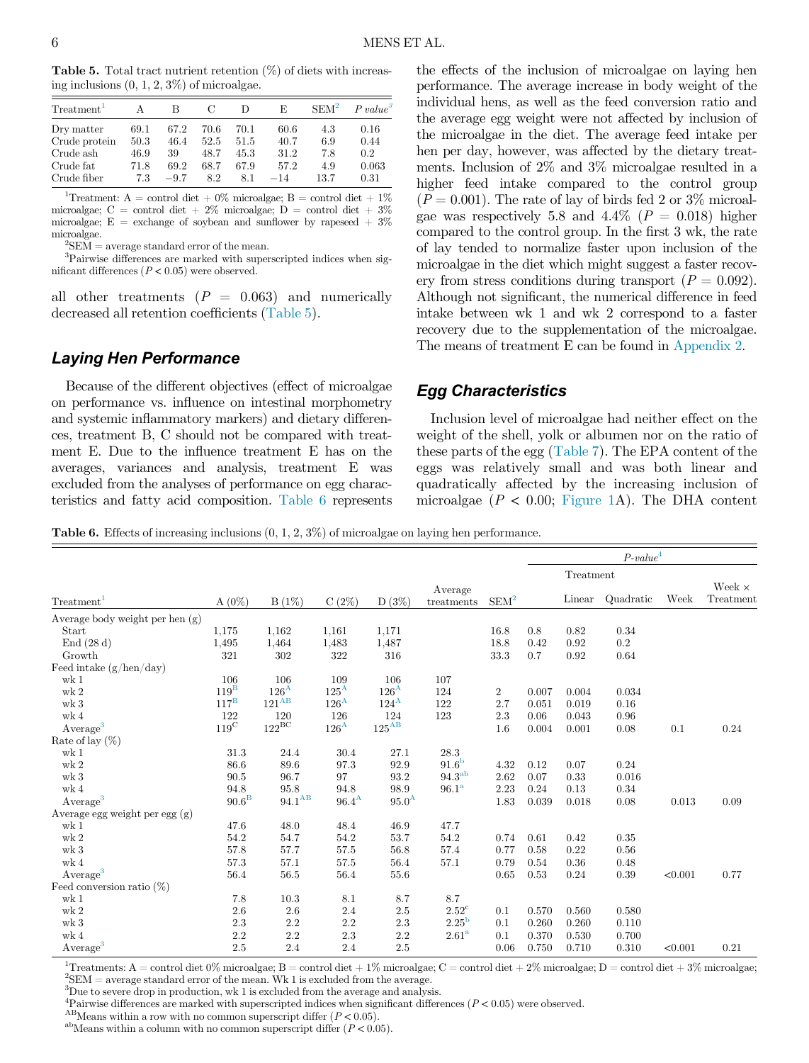**Table 5.** Total tract nutrient retention (%) of diets with increasing inclusions (0, 1, 2, 3%) of microalgae.

| Treatment[1] | A | B | C | D | E | SEM[2] | P value[3] |
|---|---|---|---|---|---|---|---|
| Dry matter | 69.1 | 67.2 | 70.6 | 70.1 | 60.6 | 4.3 | 0.16 |
| Crude protein | 50.3 | 46.4 | 52.5 | 51.5 | 40.7 | 6.9 | 0.44 |
| Crude ash | 46.9 | 39 | 48.7 | 45.3 | 31.2 | 7.8 | 0.2 |
| Crude fat | 71.8 | 69.2 | 68.7 | 67.9 | 57.2 | 4.9 | 0.063 |
| Crude fiber | 7.3 | −9.7 | 8.2 | 8.1 | −14 | 13.7 | 0.31 |

[1]Treatment: A = control diet + 0% microalgae; B = control diet + 1% microalgae; C = control diet + 2% microalgae; D = control diet + 3% microalgae; E = exchange of soybean and sunflower by rapeseed + 3% microalgae.

[2]SEM = average standard error of the mean.

[3]Pairwise differences are marked with superscripted indices when significant differences ($P < 0.05$) were observed.

all other treatments ($P = 0.063$) and numerically decreased all retention coefficients (Table 5).

## Laying Hen Performance

Because of the different objectives (effect of microalgae on performance vs. influence on intestinal morphometry and systemic inflammatory markers) and dietary differences, treatment B, C should not be compared with treatment E. Due to the influence treatment E has on the averages, variances and analysis, treatment E was excluded from the analyses of performance on egg characteristics and fatty acid composition. Table 6 represents the effects of the inclusion of microalgae on laying hen performance. The average increase in body weight of the individual hens, as well as the feed conversion ratio and the average egg weight were not affected by inclusion of the microalgae in the diet. The average feed intake per hen per day, however, was affected by the dietary treatments. Inclusion of 2% and 3% microalgae resulted in a higher feed intake compared to the control group ($P = 0.001$). The rate of lay of birds fed 2 or 3% microalgae was respectively 5.8 and 4.4% ($P = 0.018$) higher compared to the control group. In the first 3 wk, the rate of lay tended to normalize faster upon inclusion of the microalgae in the diet which might suggest a faster recovery from stress conditions during transport ($P = 0.092$). Although not significant, the numerical difference in feed intake between wk 1 and wk 2 correspond to a faster recovery due to the supplementation of the microalgae. The means of treatment E can be found in Appendix 2.

## Egg Characteristics

Inclusion level of microalgae had neither effect on the weight of the shell, yolk or albumen nor on the ratio of these parts of the egg (Table 7). The EPA content of the eggs was relatively small and was both linear and quadratically affected by the increasing inclusion of microalgae ($P < 0.00$; Figure 1A). The DHA content

**Table 6.** Effects of increasing inclusions (0, 1, 2, 3%) of microalgae on laying hen performance.

| Treatment[1] | A (0%) | B (1%) | C (2%) | D (3%) | Average treatments | SEM[2] | P-value[4] Treatment | Linear | Quadratic | Week | Week × Treatment |
|---|---|---|---|---|---|---|---|---|---|---|---|
| Average body weight per hen (g) | | | | | | | | | | | |
| Start | 1,175 | 1,162 | 1,161 | 1,171 | | 16.8 | 0.8 | 0.82 | 0.34 | | |
| End (28 d) | 1,495 | 1,464 | 1,483 | 1,487 | | 18.8 | 0.42 | 0.92 | 0.2 | | |
| Growth | 321 | 302 | 322 | 316 | | 33.3 | 0.7 | 0.92 | 0.64 | | |
| Feed intake (g/hen/day) | | | | | | | | | | | |
| wk 1 | 106 | 106 | 109 | 106 | 107 | | | | | | |
| wk 2 | 119[B] | 126[A] | 125[A] | 126[A] | 124 | 2 | 0.007 | 0.004 | 0.034 | | |
| wk 3 | 117[B] | 121[AB] | 126[A] | 124[A] | 122 | 2.7 | 0.051 | 0.019 | 0.16 | | |
| wk 4 | 122 | 120 | 126 | 124 | 123 | 2.3 | 0.06 | 0.043 | 0.96 | | |
| Average[3] | 119[C] | 122[BC] | 126[A] | 125[AB] | | 1.6 | 0.004 | 0.001 | 0.08 | 0.1 | 0.24 |
| Rate of lay (%) | | | | | | | | | | | |
| wk 1 | 31.3 | 24.4 | 30.4 | 27.1 | 28.3 | | | | | | |
| wk 2 | 86.6 | 89.6 | 97.3 | 92.9 | 91.6[b] | 4.32 | 0.12 | 0.07 | 0.24 | | |
| wk 3 | 90.5 | 96.7 | 97 | 93.2 | 94.3[ab] | 2.62 | 0.07 | 0.33 | 0.016 | | |
| wk 4 | 94.8 | 95.8 | 94.8 | 98.9 | 96.1[a] | 2.23 | 0.24 | 0.13 | 0.34 | | |
| Average[3] | 90.6[B] | 94.1[AB] | 96.4[A] | 95.0[A] | | 1.83 | 0.039 | 0.018 | 0.08 | 0.013 | 0.09 |
| Average egg weight per egg (g) | | | | | | | | | | | |
| wk 1 | 47.6 | 48.0 | 48.4 | 46.9 | 47.7 | | | | | | |
| wk 2 | 54.2 | 54.7 | 54.2 | 53.7 | 54.2 | 0.74 | 0.61 | 0.42 | 0.35 | | |
| wk 3 | 57.8 | 57.7 | 57.5 | 56.8 | 57.4 | 0.77 | 0.58 | 0.22 | 0.56 | | |
| wk 4 | 57.3 | 57.1 | 57.5 | 56.4 | 57.1 | 0.79 | 0.54 | 0.36 | 0.48 | | |
| Average[3] | 56.4 | 56.5 | 56.4 | 55.6 | | 0.65 | 0.53 | 0.24 | 0.39 | <0.001 | 0.77 |
| Feed conversion ratio (%) | | | | | | | | | | | |
| wk 1 | 7.8 | 10.3 | 8.1 | 8.7 | 8.7 | | | | | | |
| wk 2 | 2.6 | 2.6 | 2.4 | 2.5 | 2.52[c] | 0.1 | 0.570 | 0.560 | 0.580 | | |
| wk 3 | 2.3 | 2.2 | 2.2 | 2.3 | 2.25[b] | 0.1 | 0.260 | 0.260 | 0.110 | | |
| wk 4 | 2.2 | 2.2 | 2.3 | 2.2 | 2.61[a] | 0.1 | 0.370 | 0.530 | 0.700 | | |
| Average[3] | 2.5 | 2.4 | 2.4 | 2.5 | | 0.06 | 0.750 | 0.710 | 0.310 | <0.001 | 0.21 |

[1]Treatments: A = control diet 0% microalgae; B = control diet + 1% microalgae; C = control diet + 2% microalgae; D = control diet + 3% microalgae;

[2]SEM = average standard error of the mean. Wk 1 is excluded from the average.

[3]Due to severe drop in production, wk 1 is excluded from the average and analysis.

[4]Pairwise differences are marked with superscripted indices when significant differences ($P < 0.05$) were observed.

[AB]Means within a row with no common superscript differ ($P < 0.05$).

[ab]Means within a column with no common superscript differ ($P < 0.05$).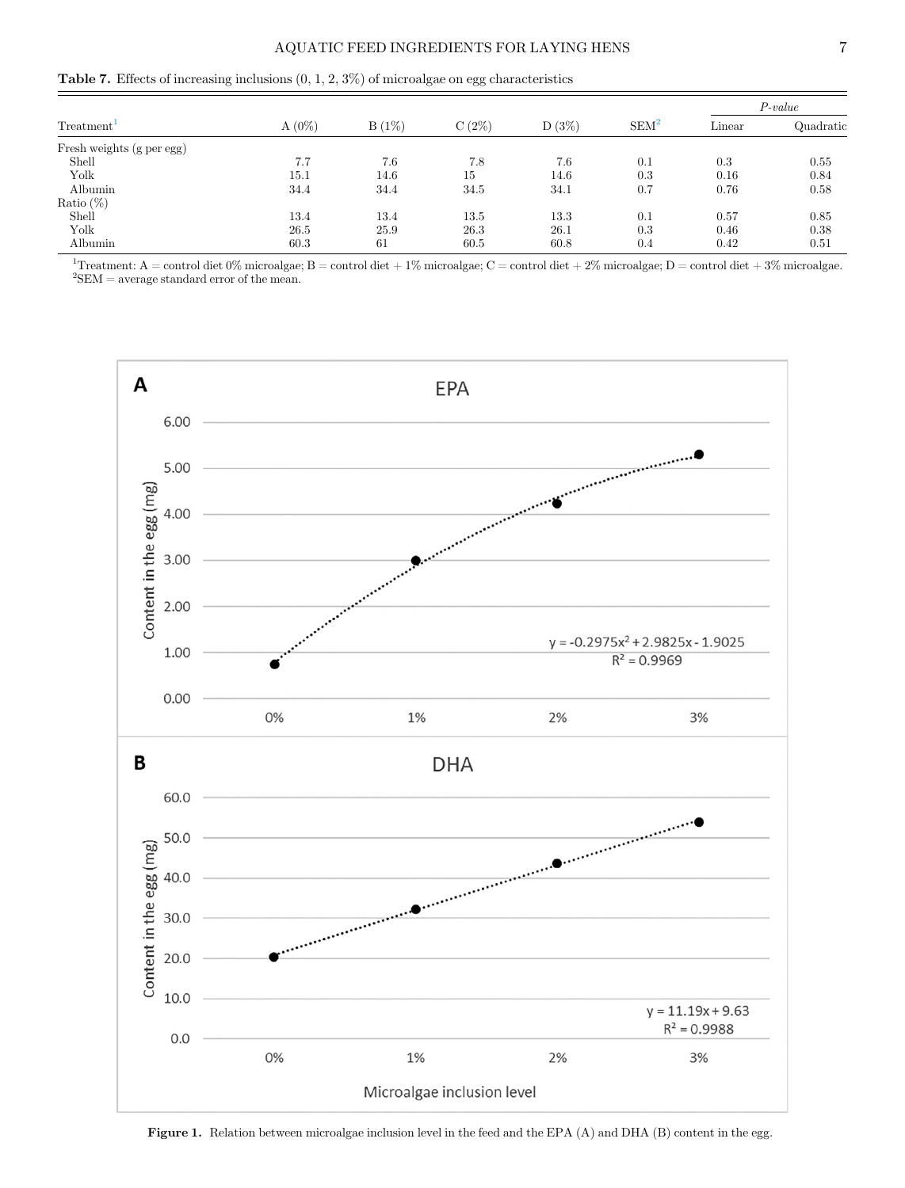**Table 7.** Effects of increasing inclusions (0, 1, 2, 3%) of microalgae on egg characteristics

| Treatment[1] | A (0%) | B (1%) | C (2%) | D (3%) | SEM[2] | *P-value* | |
|---|---|---|---|---|---|---|---|
| | | | | | | Linear | Quadratic |
| Fresh weights (g per egg) | | | | | | | |
| Shell | 7.7 | 7.6 | 7.8 | 7.6 | 0.1 | 0.3 | 0.55 |
| Yolk | 15.1 | 14.6 | 15 | 14.6 | 0.3 | 0.16 | 0.84 |
| Albumin | 34.4 | 34.4 | 34.5 | 34.1 | 0.7 | 0.76 | 0.58 |
| Ratio (%) | | | | | | | |
| Shell | 13.4 | 13.4 | 13.5 | 13.3 | 0.1 | 0.57 | 0.85 |
| Yolk | 26.5 | 25.9 | 26.3 | 26.1 | 0.3 | 0.46 | 0.38 |
| Albumin | 60.3 | 61 | 60.5 | 60.8 | 0.4 | 0.42 | 0.51 |

[1]Treatment: A = control diet 0% microalgae; B = control diet + 1% microalgae; C = control diet + 2% microalgae; D = control diet + 3% microalgae.
[2]SEM = average standard error of the mean.

**Figure 1.** Relation between microalgae inclusion level in the feed and the EPA (A) and DHA (B) content in the egg.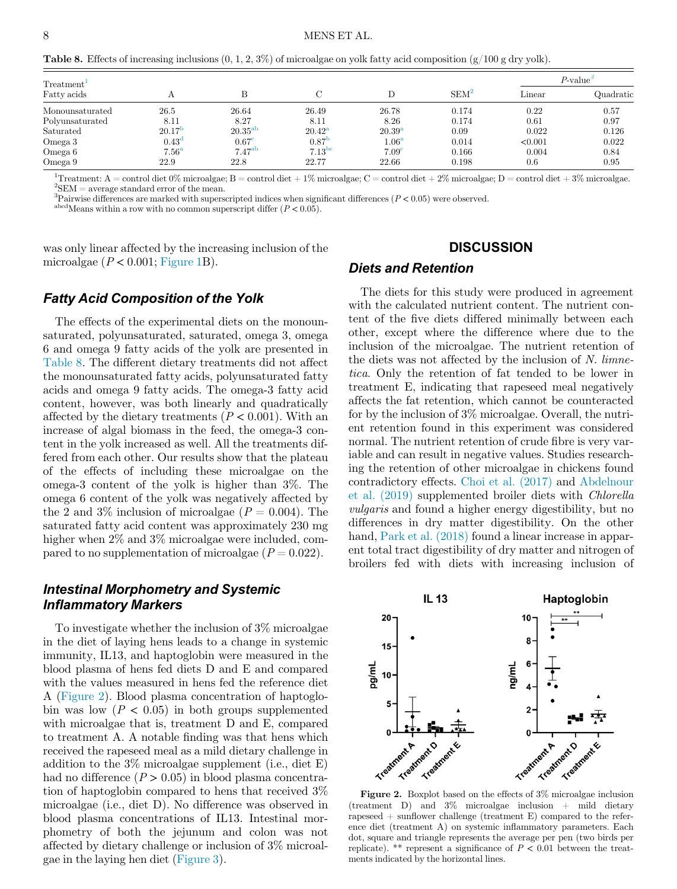**Table 8.** Effects of increasing inclusions (0, 1, 2, 3%) of microalgae on yolk fatty acid composition (g/100 g dry yolk).

| Treatment[1] | | | | | | P-value[3] | |
|---|---|---|---|---|---|---|---|
| Fatty acids | A | B | C | D | SEM[2] | Linear | Quadratic |
| Monounsaturated | 26.5 | 26.64 | 26.49 | 26.78 | 0.174 | 0.22 | 0.57 |
| Polyunsaturated | 8.11 | 8.27 | 8.11 | 8.26 | 0.174 | 0.61 | 0.97 |
| Saturated | 20.17[b] | 20.35[ab] | 20.42[a] | 20.39[a] | 0.09 | 0.022 | 0.126 |
| Omega 3 | 0.43[d] | 0.67[c] | 0.87[b] | 1.06[a] | 0.014 | <0.001 | 0.022 |
| Omega 6 | 7.56[a] | 7.47[ab] | 7.13[bc] | 7.09[c] | 0.166 | 0.004 | 0.84 |
| Omega 9 | 22.9 | 22.8 | 22.77 | 22.66 | 0.198 | 0.6 | 0.95 |

[1]Treatment: A = control diet 0% microalgae; B = control diet + 1% microalgae; C = control diet + 2% microalgae; D = control diet + 3% microalgae.
[2]SEM = average standard error of the mean.
[3]Pairwise differences are marked with superscripted indices when significant differences ($P < 0.05$) were observed.
[abcd]Means within a row with no common superscript differ ($P < 0.05$).

was only linear affected by the increasing inclusion of the microalgae ($P < 0.001$; Figure 1B).

### Fatty Acid Composition of the Yolk

The effects of the experimental diets on the monounsaturated, polyunsaturated, saturated, omega 3, omega 6 and omega 9 fatty acids of the yolk are presented in Table 8. The different dietary treatments did not affect the monounsaturated fatty acids, polyunsaturated fatty acids and omega 9 fatty acids. The omega-3 fatty acid content, however, was both linearly and quadratically affected by the dietary treatments ($P < 0.001$). With an increase of algal biomass in the feed, the omega-3 content in the yolk increased as well. All the treatments differed from each other. Our results show that the plateau of the effects of including these microalgae on the omega-3 content of the yolk is higher than 3%. The omega 6 content of the yolk was negatively affected by the 2 and 3% inclusion of microalgae ($P = 0.004$). The saturated fatty acid content was approximately 230 mg higher when 2% and 3% microalgae were included, compared to no supplementation of microalgae ($P = 0.022$).

### Intestinal Morphometry and Systemic Inflammatory Markers

To investigate whether the inclusion of 3% microalgae in the diet of laying hens leads to a change in systemic immunity, IL13, and haptoglobin were measured in the blood plasma of hens fed diets D and E and compared with the values measured in hens fed the reference diet A (Figure 2). Blood plasma concentration of haptoglobin was low ($P < 0.05$) in both groups supplemented with microalgae that is, treatment D and E, compared to treatment A. A notable finding was that hens which received the rapeseed meal as a mild dietary challenge in addition to the 3% microalgae supplement (i.e., diet E) had no difference ($P > 0.05$) in blood plasma concentration of haptoglobin compared to hens that received 3% microalgae (i.e., diet D). No difference was observed in blood plasma concentrations of IL13. Intestinal morphometry of both the jejunum and colon was not affected by dietary challenge or inclusion of 3% microalgae in the laying hen diet (Figure 3).

## DISCUSSION

### Diets and Retention

The diets for this study were produced in agreement with the calculated nutrient content. The nutrient content of the five diets differed minimally between each other, except where the difference where due to the inclusion of the microalgae. The nutrient retention of the diets was not affected by the inclusion of *N. limnetica*. Only the retention of fat tended to be lower in treatment E, indicating that rapeseed meal negatively affects the fat retention, which cannot be counteracted for by the inclusion of 3% microalgae. Overall, the nutrient retention found in this experiment was considered normal. The nutrient retention of crude fibre is very variable and can result in negative values. Studies researching the retention of other microalgae in chickens found contradictory effects. Choi et al. (2017) and Abdelnour et al. (2019) supplemented broiler diets with *Chlorella vulgaris* and found a higher energy digestibility, but no differences in dry matter digestibility. On the other hand, Park et al. (2018) found a linear increase in apparent total tract digestibility of dry matter and nitrogen of broilers fed with diets with increasing inclusion of

**Figure 2.** Boxplot based on the effects of 3% microalgae inclusion (treatment D) and 3% microalgae inclusion + mild dietary rapeseed + sunflower challenge (treatment E) compared to the reference diet (treatment A) on systemic inflammatory parameters. Each dot, square and triangle represents the average per pen (two birds per replicate). ** represent a significance of $P < 0.01$ between the treatments indicated by the horizontal lines.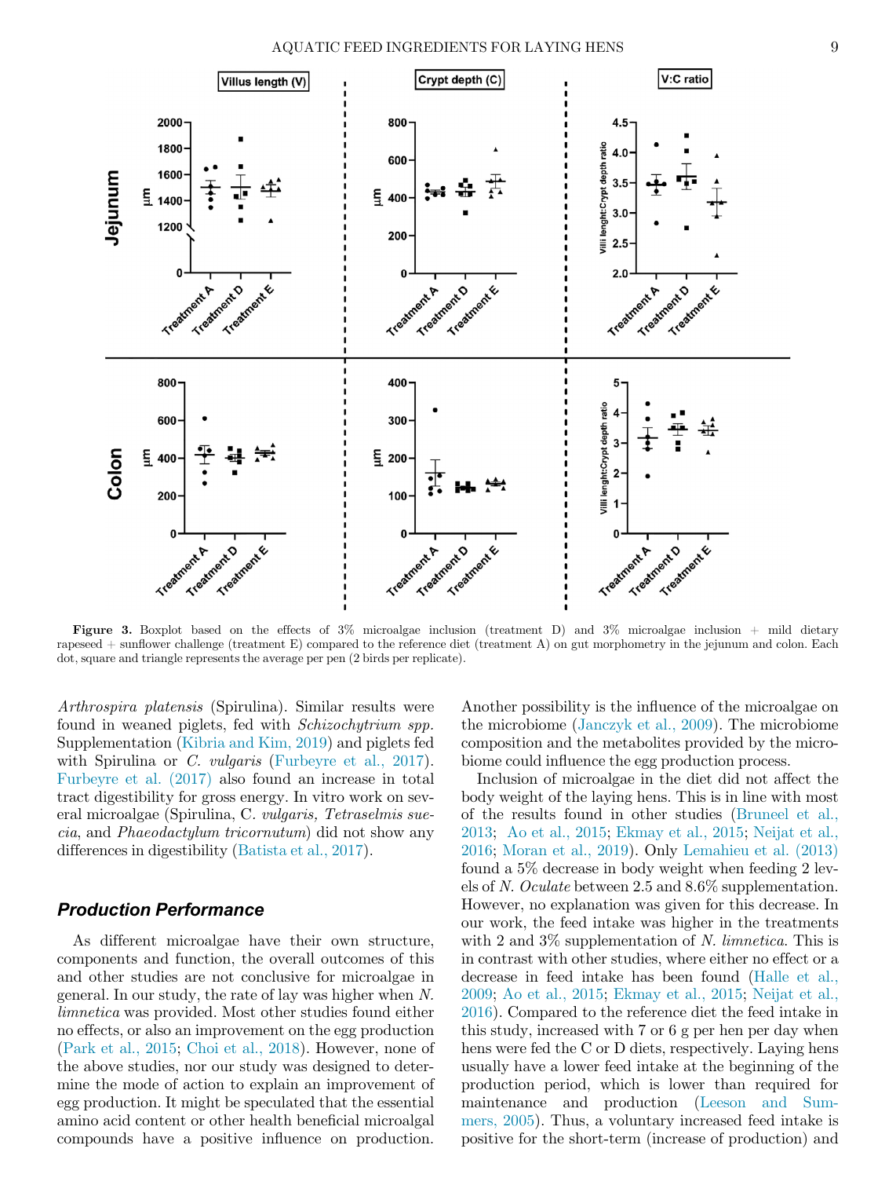**Figure 3.** Boxplot based on the effects of 3% microalgae inclusion (treatment D) and 3% microalgae inclusion + mild dietary rapeseed + sunflower challenge (treatment E) compared to the reference diet (treatment A) on gut morphometry in the jejunum and colon. Each dot, square and triangle represents the average per pen (2 birds per replicate).

*Arthrospira platensis* (Spirulina). Similar results were found in weaned piglets, fed with *Schizochytrium spp.* Supplementation (Kibria and Kim, 2019) and piglets fed with Spirulina or *C. vulgaris* (Furbeyre et al., 2017). Furbeyre et al. (2017) also found an increase in total tract digestibility for gross energy. In vitro work on several microalgae (Spirulina, C. *vulgaris*, *Tetraselmis suecia*, and *Phaeodactylum tricornutum*) did not show any differences in digestibility (Batista et al., 2017).

### Production Performance

As different microalgae have their own structure, components and function, the overall outcomes of this and other studies are not conclusive for microalgae in general. In our study, the rate of lay was higher when *N. limnetica* was provided. Most other studies found either no effects, or also an improvement on the egg production (Park et al., 2015; Choi et al., 2018). However, none of the above studies, nor our study was designed to determine the mode of action to explain an improvement of egg production. It might be speculated that the essential amino acid content or other health beneficial microalgal compounds have a positive influence on production. Another possibility is the influence of the microalgae on the microbiome (Janczyk et al., 2009). The microbiome composition and the metabolites provided by the microbiome could influence the egg production process.

Inclusion of microalgae in the diet did not affect the body weight of the laying hens. This is in line with most of the results found in other studies (Bruneel et al., 2013; Ao et al., 2015; Ekmay et al., 2015; Neijat et al., 2016; Moran et al., 2019). Only Lemahieu et al. (2013) found a 5% decrease in body weight when feeding 2 levels of *N. Oculate* between 2.5 and 8.6% supplementation. However, no explanation was given for this decrease. In our work, the feed intake was higher in the treatments with 2 and 3% supplementation of *N. limnetica*. This is in contrast with other studies, where either no effect or a decrease in feed intake has been found (Halle et al., 2009; Ao et al., 2015; Ekmay et al., 2015; Neijat et al., 2016). Compared to the reference diet the feed intake in this study, increased with 7 or 6 g per hen per day when hens were fed the C or D diets, respectively. Laying hens usually have a lower feed intake at the beginning of the production period, which is lower than required for maintenance and production (Leeson and Summers, 2005). Thus, a voluntary increased feed intake is positive for the short-term (increase of production) and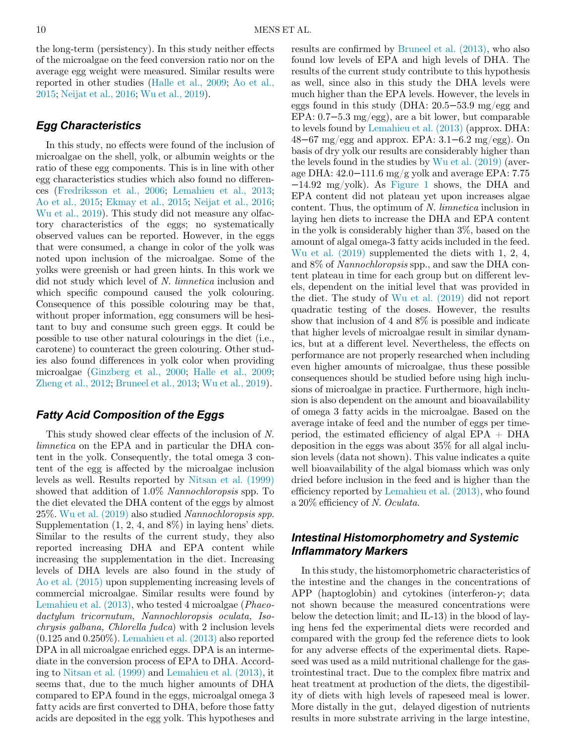the long-term (persistency). In this study neither effects of the microalgae on the feed conversion ratio nor on the average egg weight were measured. Similar results were reported in other studies (Halle et al., 2009; Ao et al., 2015; Neijat et al., 2016; Wu et al., 2019).

### Egg Characteristics

In this study, no effects were found of the inclusion of microalgae on the shell, yolk, or albumin weights or the ratio of these egg components. This is in line with other egg characteristics studies which also found no differences (Fredriksson et al., 2006; Lemahieu et al., 2013; Ao et al., 2015; Ekmay et al., 2015; Neijat et al., 2016; Wu et al., 2019). This study did not measure any olfactory characteristics of the eggs; no systematically observed values can be reported. However, in the eggs that were consumed, a change in color of the yolk was noted upon inclusion of the microalgae. Some of the yolks were greenish or had green hints. In this work we did not study which level of *N. limnetica* inclusion and which specific compound caused the yolk colouring. Consequence of this possible colouring may be that, without proper information, egg consumers will be hesitant to buy and consume such green eggs. It could be possible to use other natural colourings in the diet (i.e., carotene) to counteract the green colouring. Other studies also found differences in yolk color when providing microalgae (Ginzberg et al., 2000; Halle et al., 2009; Zheng et al., 2012; Bruneel et al., 2013; Wu et al., 2019).

### Fatty Acid Composition of the Eggs

This study showed clear effects of the inclusion of *N. limnetica* on the EPA and in particular the DHA content in the yolk. Consequently, the total omega 3 content of the egg is affected by the microalgae inclusion levels as well. Results reported by Nitsan et al. (1999) showed that addition of 1.0% *Nannochloropsis* spp. To the diet elevated the DHA content of the eggs by almost 25%. Wu et al. (2019) also studied *Nannochloropsis spp.* Supplementation (1, 2, 4, and 8%) in laying hens' diets. Similar to the results of the current study, they also reported increasing DHA and EPA content while increasing the supplementation in the diet. Increasing levels of DHA levels are also found in the study of Ao et al. (2015) upon supplementing increasing levels of commercial microalgae. Similar results were found by Lemahieu et al. (2013), who tested 4 microalgae (*Phaeodactylum tricornutum, Nannochloropsis oculata, Isochrysis galbana, Chlorella fudca*) with 2 inclusion levels (0.125 and 0.250%). Lemahieu et al. (2013) also reported DPA in all microalgae enriched eggs. DPA is an intermediate in the conversion process of EPA to DHA. According to Nitsan et al. (1999) and Lemahieu et al. (2013), it seems that, due to the much higher amounts of DHA compared to EPA found in the eggs, microalgal omega 3 fatty acids are first converted to DHA, before those fatty acids are deposited in the egg yolk. This hypotheses and results are confirmed by Bruneel et al. (2013), who also found low levels of EPA and high levels of DHA. The results of the current study contribute to this hypothesis as well, since also in this study the DHA levels were much higher than the EPA levels. However, the levels in eggs found in this study (DHA: 20.5−53.9 mg/egg and EPA: 0.7−5.3 mg/egg), are a bit lower, but comparable to levels found by Lemahieu et al. (2013) (approx. DHA: 48−67 mg/egg and approx. EPA: 3.1−6.2 mg/egg). On basis of dry yolk our results are considerably higher than the levels found in the studies by Wu et al. (2019) (average DHA: 42.0−111.6 mg/g yolk and average EPA: 7.75 −14.92 mg/yolk). As Figure 1 shows, the DHA and EPA content did not plateau yet upon increases algae content. Thus, the optimum of *N. limnetica* inclusion in laying hen diets to increase the DHA and EPA content in the yolk is considerably higher than 3%, based on the amount of algal omega-3 fatty acids included in the feed. Wu et al. (2019) supplemented the diets with 1, 2, 4, and 8% of *Nannochloropsis* spp., and saw the DHA content plateau in time for each group but on different levels, dependent on the initial level that was provided in the diet. The study of Wu et al. (2019) did not report quadratic testing of the doses. However, the results show that inclusion of 4 and 8% is possible and indicate that higher levels of microalgae result in similar dynamics, but at a different level. Nevertheless, the effects on performance are not properly researched when including even higher amounts of microalgae, thus these possible consequences should be studied before using high inclusions of microalgae in practice. Furthermore, high inclusion is also dependent on the amount and bioavailability of omega 3 fatty acids in the microalgae. Based on the average intake of feed and the number of eggs per time-period, the estimated efficiency of algal EPA + DHA deposition in the eggs was about 35% for all algal inclusion levels (data not shown). This value indicates a quite well bioavailability of the algal biomass which was only dried before inclusion in the feed and is higher than the efficiency reported by Lemahieu et al. (2013), who found a 20% efficiency of *N. Oculata*.

### Intestinal Histomorphometry and Systemic Inflammatory Markers

In this study, the histomorphometric characteristics of the intestine and the changes in the concentrations of APP (haptoglobin) and cytokines (interferon-$\gamma$; data not shown because the measured concentrations were below the detection limit; and IL-13) in the blood of laying hens fed the experimental diets were recorded and compared with the group fed the reference diets to look for any adverse effects of the experimental diets. Rapeseed was used as a mild nutritional challenge for the gastrointestinal tract. Due to the complex fibre matrix and heat treatment at production of the diets, the digestibility of diets with high levels of rapeseed meal is lower. More distally in the gut, delayed digestion of nutrients results in more substrate arriving in the large intestine,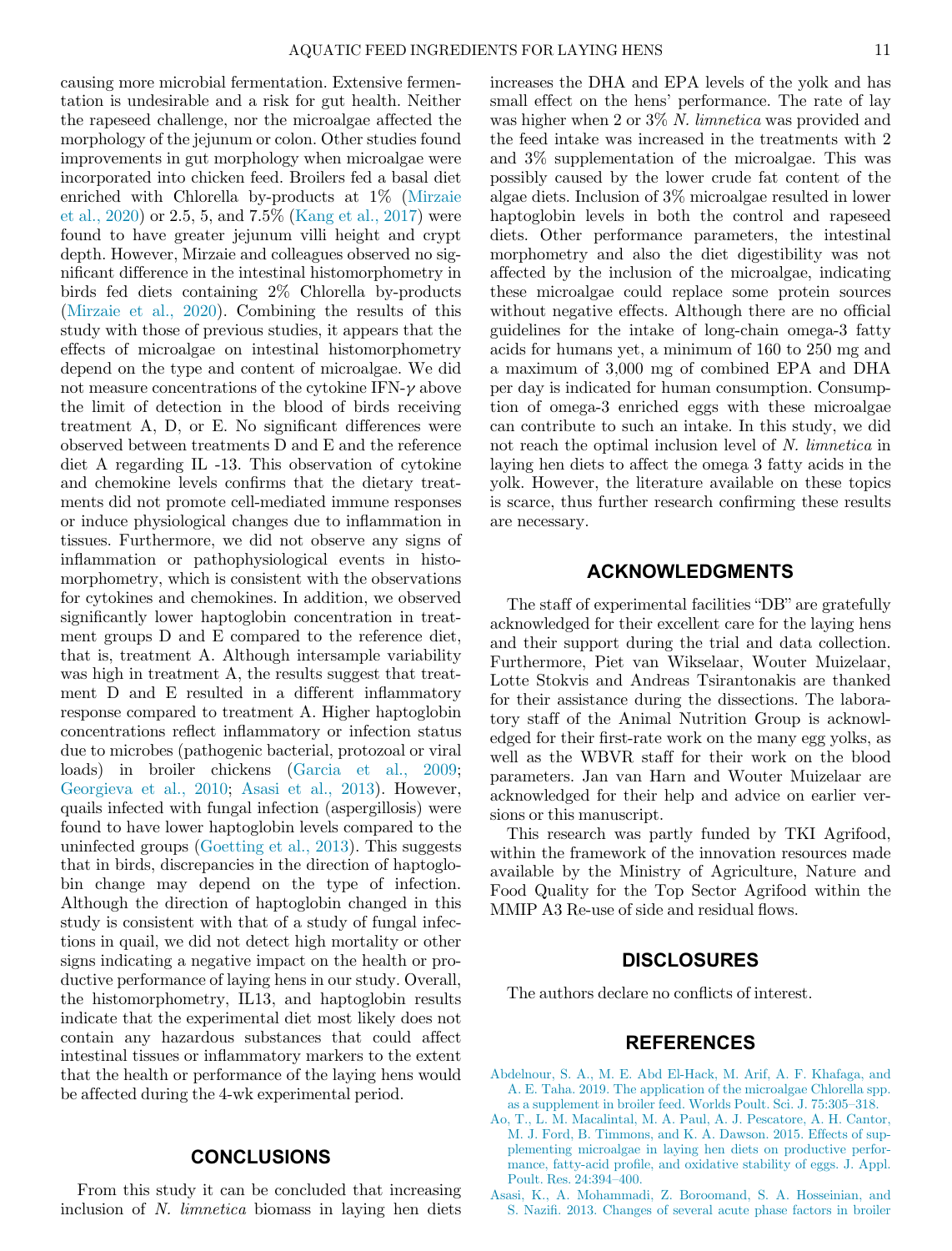causing more microbial fermentation. Extensive fermentation is undesirable and a risk for gut health. Neither the rapeseed challenge, nor the microalgae affected the morphology of the jejunum or colon. Other studies found improvements in gut morphology when microalgae were incorporated into chicken feed. Broilers fed a basal diet enriched with Chlorella by-products at 1% (Mirzaie et al., 2020) or 2.5, 5, and 7.5% (Kang et al., 2017) were found to have greater jejunum villi height and crypt depth. However, Mirzaie and colleagues observed no significant difference in the intestinal histomorphometry in birds fed diets containing 2% Chlorella by-products (Mirzaie et al., 2020). Combining the results of this study with those of previous studies, it appears that the effects of microalgae on intestinal histomorphometry depend on the type and content of microalgae. We did not measure concentrations of the cytokine IFN-$\gamma$ above the limit of detection in the blood of birds receiving treatment A, D, or E. No significant differences were observed between treatments D and E and the reference diet A regarding IL -13. This observation of cytokine and chemokine levels confirms that the dietary treatments did not promote cell-mediated immune responses or induce physiological changes due to inflammation in tissues. Furthermore, we did not observe any signs of inflammation or pathophysiological events in histomorphometry, which is consistent with the observations for cytokines and chemokines. In addition, we observed significantly lower haptoglobin concentration in treatment groups D and E compared to the reference diet, that is, treatment A. Although intersample variability was high in treatment A, the results suggest that treatment D and E resulted in a different inflammatory response compared to treatment A. Higher haptoglobin concentrations reflect inflammatory or infection status due to microbes (pathogenic bacterial, protozoal or viral loads) in broiler chickens (Garcia et al., 2009; Georgieva et al., 2010; Asasi et al., 2013). However, quails infected with fungal infection (aspergillosis) were found to have lower haptoglobin levels compared to the uninfected groups (Goetting et al., 2013). This suggests that in birds, discrepancies in the direction of haptoglobin change may depend on the type of infection. Although the direction of haptoglobin changed in this study is consistent with that of a study of fungal infections in quail, we did not detect high mortality or other signs indicating a negative impact on the health or productive performance of laying hens in our study. Overall, the histomorphometry, IL13, and haptoglobin results indicate that the experimental diet most likely does not contain any hazardous substances that could affect intestinal tissues or inflammatory markers to the extent that the health or performance of the laying hens would be affected during the 4-wk experimental period.

## CONCLUSIONS

From this study it can be concluded that increasing inclusion of *N. limnetica* biomass in laying hen diets increases the DHA and EPA levels of the yolk and has small effect on the hens' performance. The rate of lay was higher when 2 or 3% *N. limnetica* was provided and the feed intake was increased in the treatments with 2 and 3% supplementation of the microalgae. This was possibly caused by the lower crude fat content of the algae diets. Inclusion of 3% microalgae resulted in lower haptoglobin levels in both the control and rapeseed diets. Other performance parameters, the intestinal morphometry and also the diet digestibility was not affected by the inclusion of the microalgae, indicating these microalgae could replace some protein sources without negative effects. Although there are no official guidelines for the intake of long-chain omega-3 fatty acids for humans yet, a minimum of 160 to 250 mg and a maximum of 3,000 mg of combined EPA and DHA per day is indicated for human consumption. Consumption of omega-3 enriched eggs with these microalgae can contribute to such an intake. In this study, we did not reach the optimal inclusion level of *N. limnetica* in laying hen diets to affect the omega 3 fatty acids in the yolk. However, the literature available on these topics is scarce, thus further research confirming these results are necessary.

## ACKNOWLEDGMENTS

The staff of experimental facilities "DB" are gratefully acknowledged for their excellent care for the laying hens and their support during the trial and data collection. Furthermore, Piet van Wikselaar, Wouter Muizelaar, Lotte Stokvis and Andreas Tsirantonakis are thanked for their assistance during the dissections. The laboratory staff of the Animal Nutrition Group is acknowledged for their first-rate work on the many egg yolks, as well as the WBVR staff for their work on the blood parameters. Jan van Harn and Wouter Muizelaar are acknowledged for their help and advice on earlier versions or this manuscript.

This research was partly funded by TKI Agrifood, within the framework of the innovation resources made available by the Ministry of Agriculture, Nature and Food Quality for the Top Sector Agrifood within the MMIP A3 Re-use of side and residual flows.

## DISCLOSURES

The authors declare no conflicts of interest.

## REFERENCES

Abdelnour, S. A., M. E. Abd El-Hack, M. Arif, A. F. Khafaga, and A. E. Taha. 2019. The application of the microalgae Chlorella spp. as a supplement in broiler feed. Worlds Poult. Sci. J. 75:305–318.

Ao, T., L. M. Macalintal, M. A. Paul, A. J. Pescatore, A. H. Cantor, M. J. Ford, B. Timmons, and K. A. Dawson. 2015. Effects of supplementing microalgae in laying hen diets on productive performance, fatty-acid profile, and oxidative stability of eggs. J. Appl. Poult. Res. 24:394–400.

Asasi, K., A. Mohammadi, Z. Boroomand, S. A. Hosseinian, and S. Nazifi. 2013. Changes of several acute phase factors in broiler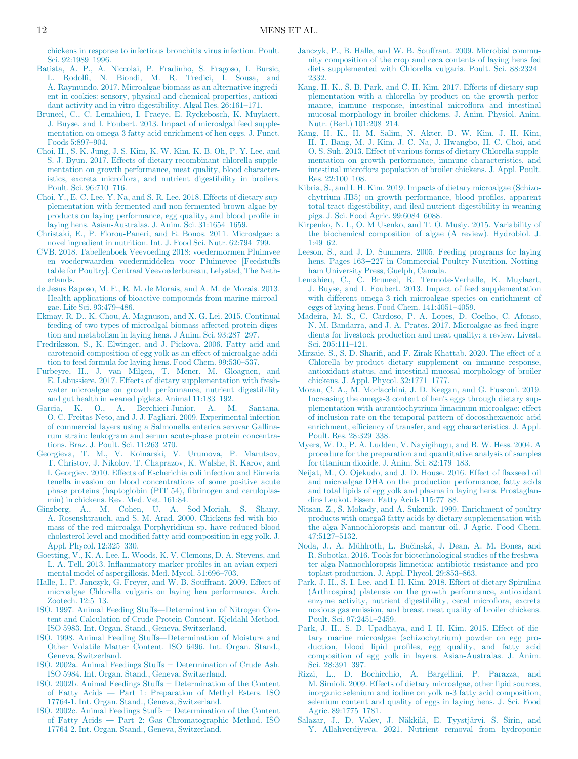chickens in response to infectious bronchitis virus infection. Poult. Sci. 92:1989–1996.

Batista, A. P., A. Niccolai, P. Fradinho, S. Fragoso, I. Bursic, L. Rodolfi, N. Biondi, M. R. Tredici, I. Sousa, and A. Raymundo. 2017. Microalgae biomass as an alternative ingredient in cookies: sensory, physical and chemical properties, antioxidant activity and in vitro digestibility. Algal Res. 26:161–171.

Bruneel, C., C. Lemahieu, I. Fraeye, E. Ryckebosch, K. Muylaert, J. Buyse, and I. Foubert. 2013. Impact of microalgal feed supplementation on omega-3 fatty acid enrichment of hen eggs. J. Funct. Foods 5:897–904.

Choi, H., S. K. Jung, J. S. Kim, K. W. Kim, K. B. Oh, P. Y. Lee, and S. J. Byun. 2017. Effects of dietary recombinant chlorella supplementation on growth performance, meat quality, blood characteristics, excreta microflora, and nutrient digestibility in broilers. Poult. Sci. 96:710–716.

Choi, Y., E. C. Lee, Y. Na, and S. R. Lee. 2018. Effects of dietary supplementation with fermented and non-fermented brown algae by-products on laying performance, egg quality, and blood profile in laying hens. Asian-Australas. J. Anim. Sci. 31:1654–1659.

Christaki, E., P. Florou-Paneri, and E. Bonos. 2011. Microalgae: a novel ingredient in nutrition. Int. J. Food Sci. Nutr. 62:794–799.

CVB. 2018. Tabellenboek Veevoeding 2018: voedermormen Pluimvee en voederwaarden voedermiddelen voor Pluimevee [Feedstuffs table for Poultry]. Centraal Veevoederbureau, Lelystad, The Netherlands.

de Jesus Raposo, M. F., R. M. de Morais, and A. M. de Morais. 2013. Health applications of bioactive compounds from marine microalgae. Life Sci. 93:479–486.

Ekmay, R. D., K. Chou, A. Magnuson, and X. G. Lei. 2015. Continual feeding of two types of microalgal biomass affected protein digestion and metabolism in laying hens. J Anim. Sci. 93:287–297.

Fredriksson, S., K. Elwinger, and J. Pickova. 2006. Fatty acid and carotenoid composition of egg yolk as an effect of microalgae addition to feed formula for laying hens. Food Chem. 99:530–537.

Furbeyre, H., J. van Milgen, T. Mener, M. Gloaguen, and E. Labussiere. 2017. Effects of dietary supplementation with freshwater microalgae on growth performance, nutrient digestibility and gut health in weaned piglets. Animal 11:183–192.

Garcia, K. O., A. Berchieri-Junior, A. M. Santana, O. C. Freitas-Neto, and J. J. Fagliari. 2009. Experimental infection of commercial layers using a Salmonella enterica serovar Gallinarum strain: leukogram and serum acute-phase protein concentrations. Braz. J. Poult. Sci. 11:263–270.

Georgieva, T. M., V. Koinarski, V. Urumova, P. Marutsov, T. Christov, J. Nikolov, T. Chaprazov, K. Walshe, R. Karov, and I. Georgiev. 2010. Effects of Escherichia coli infection and Eimeria tenella invasion on blood concentrations of some positive acute phase proteins (haptoglobin (PIT 54), fibrinogen and ceruloplasmin) in chickens. Rev. Med. Vet. 161:84.

Ginzberg, A., M. Cohen, U. A. Sod-Moriah, S. Shany, A. Rosenshtrauch, and S. M. Arad. 2000. Chickens fed with biomass of the red microalga Porphyridium sp. have reduced blood cholesterol level and modified fatty acid composition in egg yolk. J. Appl. Phycol. 12:325–330.

Goetting, V., K. A. Lee, L. Woods, K. V. Clemons, D. A. Stevens, and L. A. Tell. 2013. Inflammatory marker profiles in an avian experimental model of aspergillosis. Med. Mycol. 51:696–703.

Halle, I., P. Janczyk, G. Freyer, and W. B. Souffrant. 2009. Effect of microalgae Chlorella vulgaris on laying hen performance. Arch. Zootech. 12:5–13.

ISO. 1997. Animal Feeding Stuffs—Determination of Nitrogen Content and Calculation of Crude Protein Content. Kjeldahl Method. ISO 5983. Int. Organ. Stand., Geneva, Switzerland.

ISO. 1998. Animal Feeding Stuffs—Determination of Moisture and Other Volatile Matter Content. ISO 6496. Int. Organ. Stand., Geneva, Switzerland.

ISO. 2002a. Animal Feedings Stuffs − Determination of Crude Ash. ISO 5984. Int. Organ. Stand., Geneva, Switzerland.

ISO. 2002b. Animal Feedings Stuffs − Determination of the Content of Fatty Acids — Part 1: Preparation of Methyl Esters. ISO 17764-1. Int. Organ. Stand., Geneva, Switzerland.

ISO. 2002c. Animal Feedings Stuffs − Determination of the Content of Fatty Acids — Part 2: Gas Chromatographic Method. ISO 17764-2. Int. Organ. Stand., Geneva, Switzerland.

Janczyk, P., B. Halle, and W. B. Souffrant. 2009. Microbial community composition of the crop and ceca contents of laying hens fed diets supplemented with Chlorella vulgaris. Poult. Sci. 88:2324–2332.

Kang, H. K., S. B. Park, and C. H. Kim. 2017. Effects of dietary supplementation with a chlorella by-product on the growth performance, immune response, intestinal microflora and intestinal mucosal morphology in broiler chickens. J. Anim. Physiol. Anim. Nutr. (Berl.) 101:208–214.

Kang, H. K., H. M. Salim, N. Akter, D. W. Kim, J. H. Kim, H. T. Bang, M. J. Kim, J. C. Na, J. Hwangbo, H. C. Choi, and O. S. Suh. 2013. Effect of various forms of dietary Chlorella supplementation on growth performance, immune characteristics, and intestinal microflora population of broiler chickens. J. Appl. Poult. Res. 22:100–108.

Kibria, S., and I. H. Kim. 2019. Impacts of dietary microalgae (Schizochytrium JB5) on growth performance, blood profiles, apparent total tract digestibility, and ileal nutrient digestibility in weaning pigs. J. Sci. Food Agric. 99:6084–6088.

Kirpenko, N. I., O. M Usenko, and T. O. Musiy. 2015. Variability of the biochemical composition of algae (A review). Hydrobiol. J. 1:49–62.

Leeson, S., and J. D. Summers. 2005. Feeding programs for laying hens. Pages 163−227 in Commercial Poultry Nutrition. Nottingham University Press, Guelph, Canada.

Lemahieu, C., C. Bruneel, R. Termote-Verhalle, K. Muylaert, J. Buyse, and I. Foubert. 2013. Impact of feed supplementation with different omega-3 rich microalgae species on enrichment of eggs of laying hens. Food Chem. 141:4051–4059.

Madeira, M. S., C. Cardoso, P. A. Lopes, D. Coelho, C. Afonso, N. M. Bandarra, and J. A. Prates. 2017. Microalgae as feed ingredients for livestock production and meat quality: a review. Livest. Sci. 205:111–121.

Mirzaie, S., S. D. Sharifi, and F. Zirak-Khattab. 2020. The effect of a Chlorella by-product dietary supplement on immune response, antioxidant status, and intestinal mucosal morphology of broiler chickens. J. Appl. Phycol. 32:1771–1777.

Moran, C. A., M. Morlacchini, J. D. Keegan, and G. Fusconi. 2019. Increasing the omega-3 content of hen's eggs through dietary supplementation with aurantiochytrium limacinum microalgae: effect of inclusion rate on the temporal pattern of docosahexaenoic acid enrichment, efficiency of transfer, and egg characteristics. J. Appl. Poult. Res. 28:329–338.

Myers, W. D., P. A. Ludden, V. Nayigihugu, and B. W. Hess. 2004. A procedure for the preparation and quantitative analysis of samples for titanium dioxide. J. Anim. Sci. 82:179–183.

Neijat, M., O. Ojekudo, and J. D. House. 2016. Effect of flaxseed oil and microalgae DHA on the production performance, fatty acids and total lipids of egg yolk and plasma in laying hens. Prostaglandins Leukot. Essen. Fatty Acids 115:77–88.

Nitsan, Z., S. Mokady, and A. Sukenik. 1999. Enrichment of poultry products with omega3 fatty acids by dietary supplementation with the alga Nannochloropsis and mantur oil. J Agric. Food Chem. 47:5127–5132.

Noda, J., A. Mühlroth, L. Bučinská, J. Dean, A. M. Bones, and R. Sobotka. 2016. Tools for biotechnological studies of the freshwater alga Nannochloropsis limnetica: antibiotic resistance and protoplast production. J. Appl. Phycol. 29:853–863.

Park, J. H., S. I. Lee, and I. H. Kim. 2018. Effect of dietary Spirulina (Arthrospira) platensis on the growth performance, antioxidant enzyme activity, nutrient digestibility, cecal microflora, excreta noxious gas emission, and breast meat quality of broiler chickens. Poult. Sci. 97:2451–2459.

Park, J. H., S. D. Upadhaya, and I. H. Kim. 2015. Effect of dietary marine microalgae (schizochytrium) powder on egg production, blood lipid profiles, egg quality, and fatty acid composition of egg yolk in layers. Asian-Australas. J. Anim. Sci. 28:391–397.

Rizzi, L., D. Bochicchio, A. Bargellini, P. Parazza, and M. Simioli. 2009. Effects of dietary microalgae, other lipid sources, inorganic selenium and iodine on yolk n-3 fatty acid composition, selenium content and quality of eggs in laying hens. J. Sci. Food Agric. 89:1775–1781.

Salazar, J., D. Valev, J. Näkkilä, E. Tyystjärvi, S. Sirin, and Y. Allahverdiyeva. 2021. Nutrient removal from hydroponic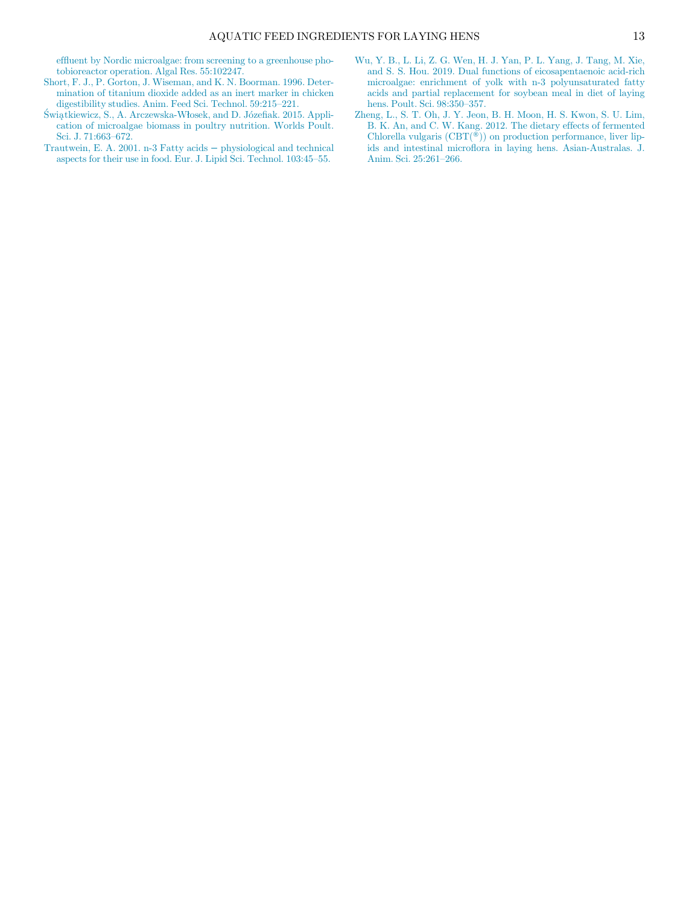effluent by Nordic microalgae: from screening to a greenhouse photobioreactor operation. Algal Res. 55:102247.

Short, F. J., P. Gorton, J. Wiseman, and K. N. Boorman. 1996. Determination of titanium dioxide added as an inert marker in chicken digestibility studies. Anim. Feed Sci. Technol. 59:215–221.

Świątkiewicz, S., A. Arczewska-Włosek, and D. Józefiak. 2015. Application of microalgae biomass in poultry nutrition. Worlds Poult. Sci. J. 71:663–672.

Trautwein, E. A. 2001. n-3 Fatty acids − physiological and technical aspects for their use in food. Eur. J. Lipid Sci. Technol. 103:45–55.

Wu, Y. B., L. Li, Z. G. Wen, H. J. Yan, P. L. Yang, J. Tang, M. Xie, and S. S. Hou. 2019. Dual functions of eicosapentaenoic acid-rich microalgae: enrichment of yolk with n-3 polyunsaturated fatty acids and partial replacement for soybean meal in diet of laying hens. Poult. Sci. 98:350–357.

Zheng, L., S. T. Oh, J. Y. Jeon, B. H. Moon, H. S. Kwon, S. U. Lim, B. K. An, and C. W. Kang. 2012. The dietary effects of fermented Chlorella vulgaris (CBT(®)) on production performance, liver lipids and intestinal microflora in laying hens. Asian-Australas. J. Anim. Sci. 25:261–266.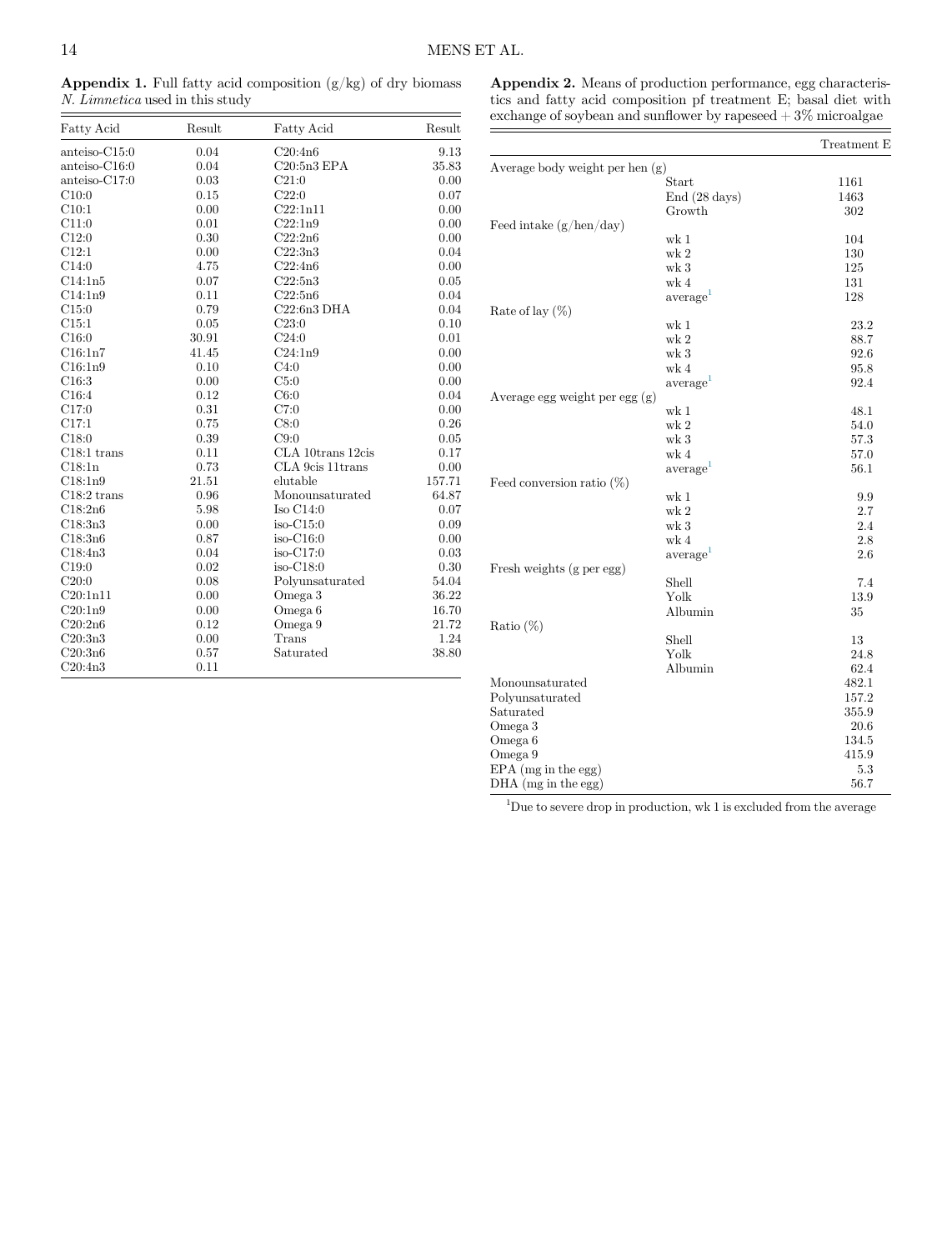**Appendix 1.** Full fatty acid composition (g/kg) of dry biomass *N. Limnetica* used in this study

| Fatty Acid | Result | Fatty Acid | Result |
|---|---|---|---|
| anteiso-C15:0 | 0.04 | C20:4n6 | 9.13 |
| anteiso-C16:0 | 0.04 | C20:5n3 EPA | 35.83 |
| anteiso-C17:0 | 0.03 | C21:0 | 0.00 |
| C10:0 | 0.15 | C22:0 | 0.07 |
| C10:1 | 0.00 | C22:1n11 | 0.00 |
| C11:0 | 0.01 | C22:1n9 | 0.00 |
| C12:0 | 0.30 | C22:2n6 | 0.00 |
| C12:1 | 0.00 | C22:3n3 | 0.04 |
| C14:0 | 4.75 | C22:4n6 | 0.00 |
| C14:1n5 | 0.07 | C22:5n3 | 0.05 |
| C14:1n9 | 0.11 | C22:5n6 | 0.04 |
| C15:0 | 0.79 | C22:6n3 DHA | 0.04 |
| C15:1 | 0.05 | C23:0 | 0.10 |
| C16:0 | 30.91 | C24:0 | 0.01 |
| C16:1n7 | 41.45 | C24:1n9 | 0.00 |
| C16:1n9 | 0.10 | C4:0 | 0.00 |
| C16:3 | 0.00 | C5:0 | 0.00 |
| C16:4 | 0.12 | C6:0 | 0.04 |
| C17:0 | 0.31 | C7:0 | 0.00 |
| C17:1 | 0.75 | C8:0 | 0.26 |
| C18:0 | 0.39 | C9:0 | 0.05 |
| C18:1 trans | 0.11 | CLA 10trans 12cis | 0.17 |
| C18:1n | 0.73 | CLA 9cis 11trans | 0.00 |
| C18:1n9 | 21.51 | elutable | 157.71 |
| C18:2 trans | 0.96 | Monounsaturated | 64.87 |
| C18:2n6 | 5.98 | Iso C14:0 | 0.07 |
| C18:3n3 | 0.00 | iso-C15:0 | 0.09 |
| C18:3n6 | 0.87 | iso-C16:0 | 0.00 |
| C18:4n3 | 0.04 | iso-C17:0 | 0.03 |
| C19:0 | 0.02 | iso-C18:0 | 0.30 |
| C20:0 | 0.08 | Polyunsaturated | 54.04 |
| C20:1n11 | 0.00 | Omega 3 | 36.22 |
| C20:1n9 | 0.00 | Omega 6 | 16.70 |
| C20:2n6 | 0.12 | Omega 9 | 21.72 |
| C20:3n3 | 0.00 | Trans | 1.24 |
| C20:3n6 | 0.57 | Saturated | 38.80 |
| C20:4n3 | 0.11 | | |

**Appendix 2.** Means of production performance, egg characteristics and fatty acid composition pf treatment E; basal diet with exchange of soybean and sunflower by rapeseed + 3% microalgae

| | | Treatment E |
|---|---|---|
| Average body weight per hen (g) | | |
| | Start | 1161 |
| | End (28 days) | 1463 |
| | Growth | 302 |
| Feed intake (g/hen/day) | | |
| | wk 1 | 104 |
| | wk 2 | 130 |
| | wk 3 | 125 |
| | wk 4 | 131 |
| | average[1] | 128 |
| Rate of lay (%) | | |
| | wk 1 | 23.2 |
| | wk 2 | 88.7 |
| | wk 3 | 92.6 |
| | wk 4 | 95.8 |
| | average[1] | 92.4 |
| Average egg weight per egg (g) | | |
| | wk 1 | 48.1 |
| | wk 2 | 54.0 |
| | wk 3 | 57.3 |
| | wk 4 | 57.0 |
| | average[1] | 56.1 |
| Feed conversion ratio (%) | | |
| | wk 1 | 9.9 |
| | wk 2 | 2.7 |
| | wk 3 | 2.4 |
| | wk 4 | 2.8 |
| | average[1] | 2.6 |
| Fresh weights (g per egg) | | |
| | Shell | 7.4 |
| | Yolk | 13.9 |
| | Albumin | 35 |
| Ratio (%) | | |
| | Shell | 13 |
| | Yolk | 24.8 |
| | Albumin | 62.4 |
| Monounsaturated | | 482.1 |
| Polyunsaturated | | 157.2 |
| Saturated | | 355.9 |
| Omega 3 | | 20.6 |
| Omega 6 | | 134.5 |
| Omega 9 | | 415.9 |
| EPA (mg in the egg) | | 5.3 |
| DHA (mg in the egg) | | 56.7 |

[1]Due to severe drop in production, wk 1 is excluded from the average